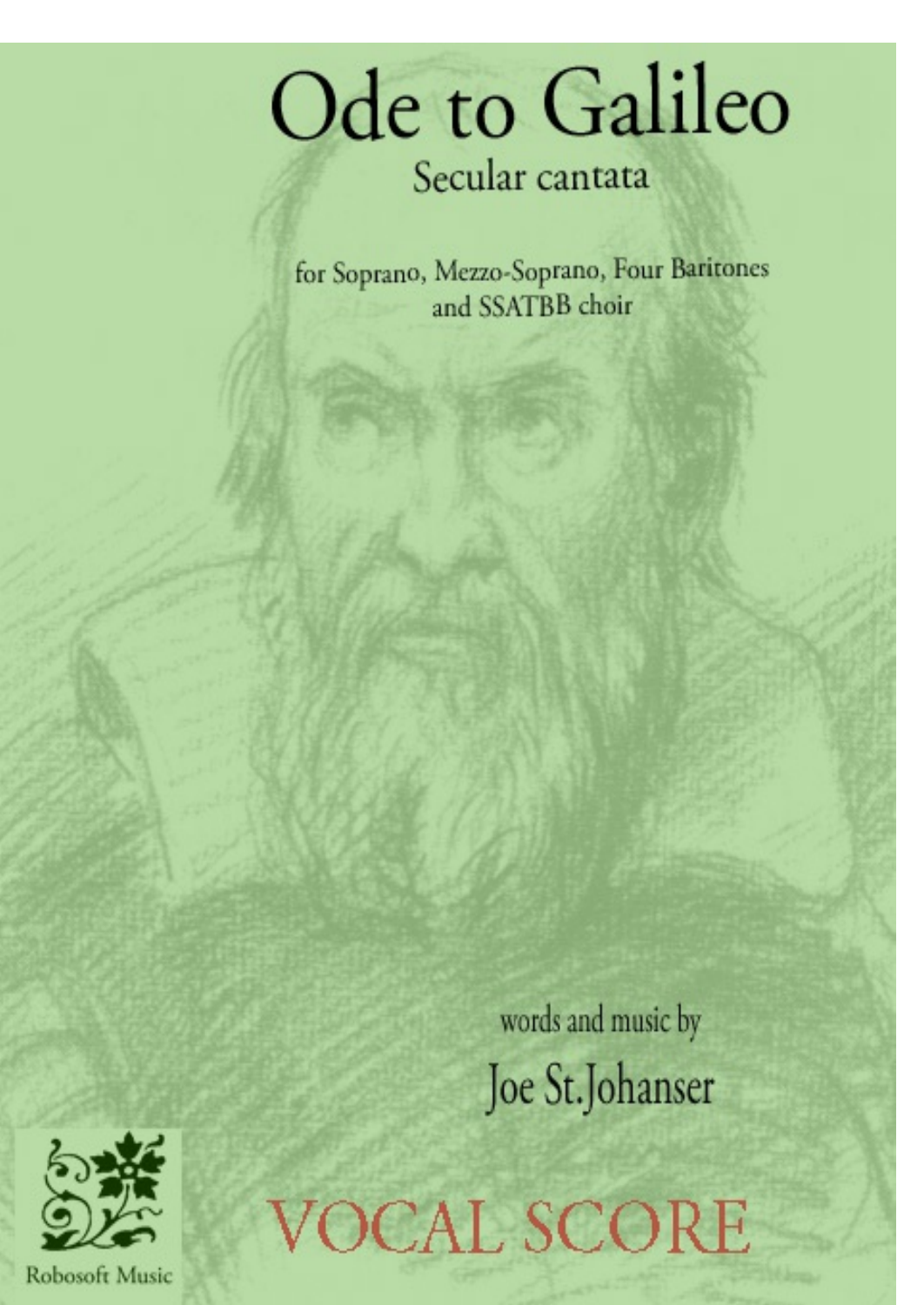# Ode to Galileo

## Secular cantata

for Soprano, Mezzo-Soprano, Four Baritones
and SSATBB choir

words and music by

**Joe St.Johanser**

Robosoft Music

# VOCAL SCORE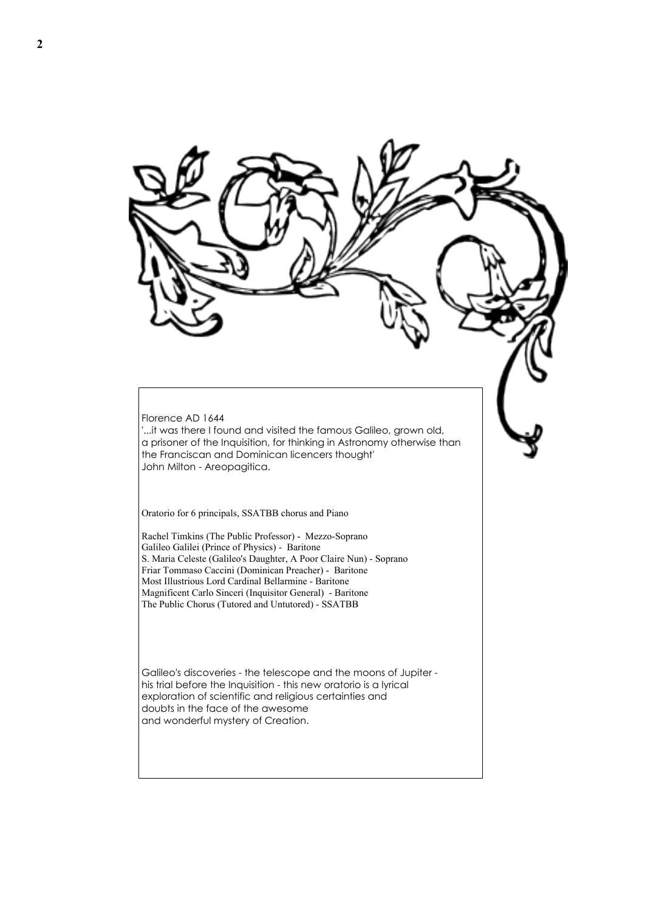Florence AD 1644
'...it was there I found and visited the famous Galileo, grown old, a prisoner of the Inquisition, for thinking in Astronomy otherwise than the Franciscan and Dominican licencers thought'
John Milton - Areopagitica.

Oratorio for 6 principals, SSATBB chorus and Piano

Rachel Timkins (The Public Professor) - Mezzo-Soprano
Galileo Galilei (Prince of Physics) - Baritone
S. Maria Celeste (Galileo's Daughter, A Poor Claire Nun) - Soprano
Friar Tommaso Caccini (Dominican Preacher) - Baritone
Most Illustrious Lord Cardinal Bellarmine - Baritone
Magnificent Carlo Sinceri (Inquisitor General) - Baritone
The Public Chorus (Tutored and Untutored) - SSATBB

Galileo's discoveries - the telescope and the moons of Jupiter - his trial before the Inquisition - this new oratorio is a lyrical exploration of scientific and religious certainties and doubts in the face of the awesome and wonderful mystery of Creation.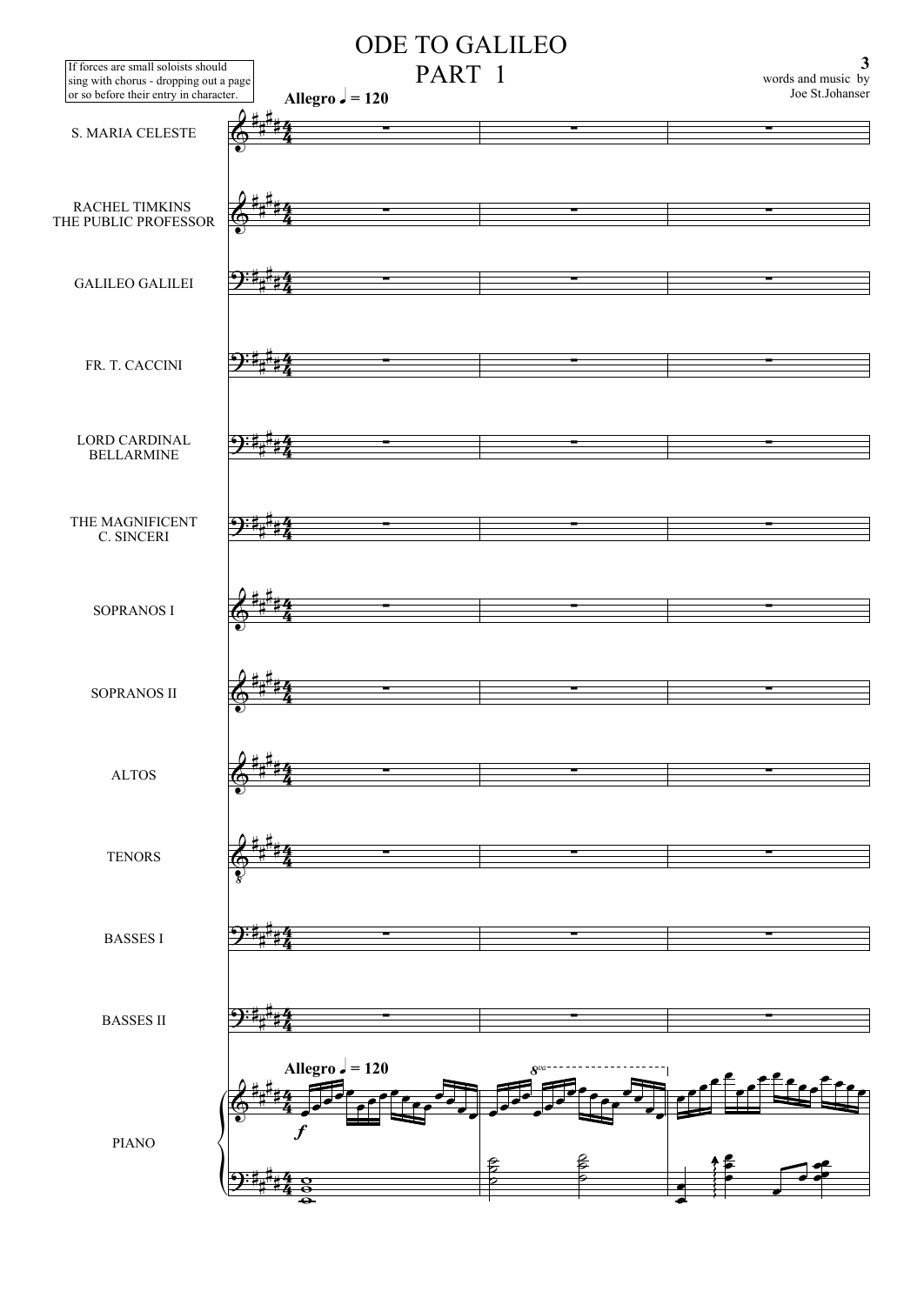# ODE TO GALILEO

## PART 1

If forces are small soloists should sing with chorus - dropping out a page or so before their entry in character.

words and music by
Joe St.Johanser

**Allegro** ♩ = 120

S. MARIA CELESTE

RACHEL TIMKINS
THE PUBLIC PROFESSOR

GALILEO GALILEI

FR. T. CACCINI

LORD CARDINAL
BELLARMINE

THE MAGNIFICENT
C. SINCERI

SOPRANOS I

SOPRANOS II

ALTOS

TENORS

BASSES I

BASSES II

PIANO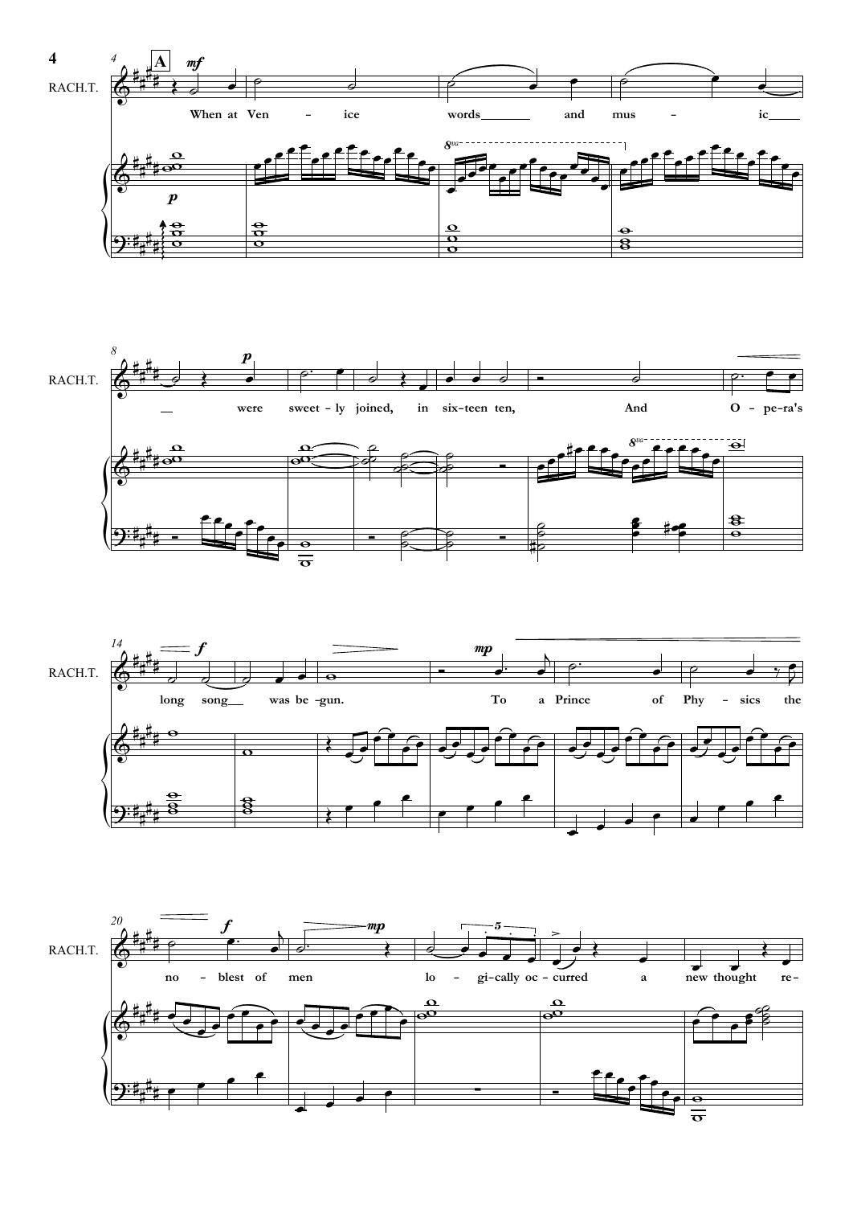A

RACH.T.

When at Ven - ice words and mus - ic were sweet - ly joined, in six - teen ten, And O - pe - ra's long song was be - gun. To a Prince of Phy - sics the no - blest of men lo - gi - cally oc - curred a new thought re -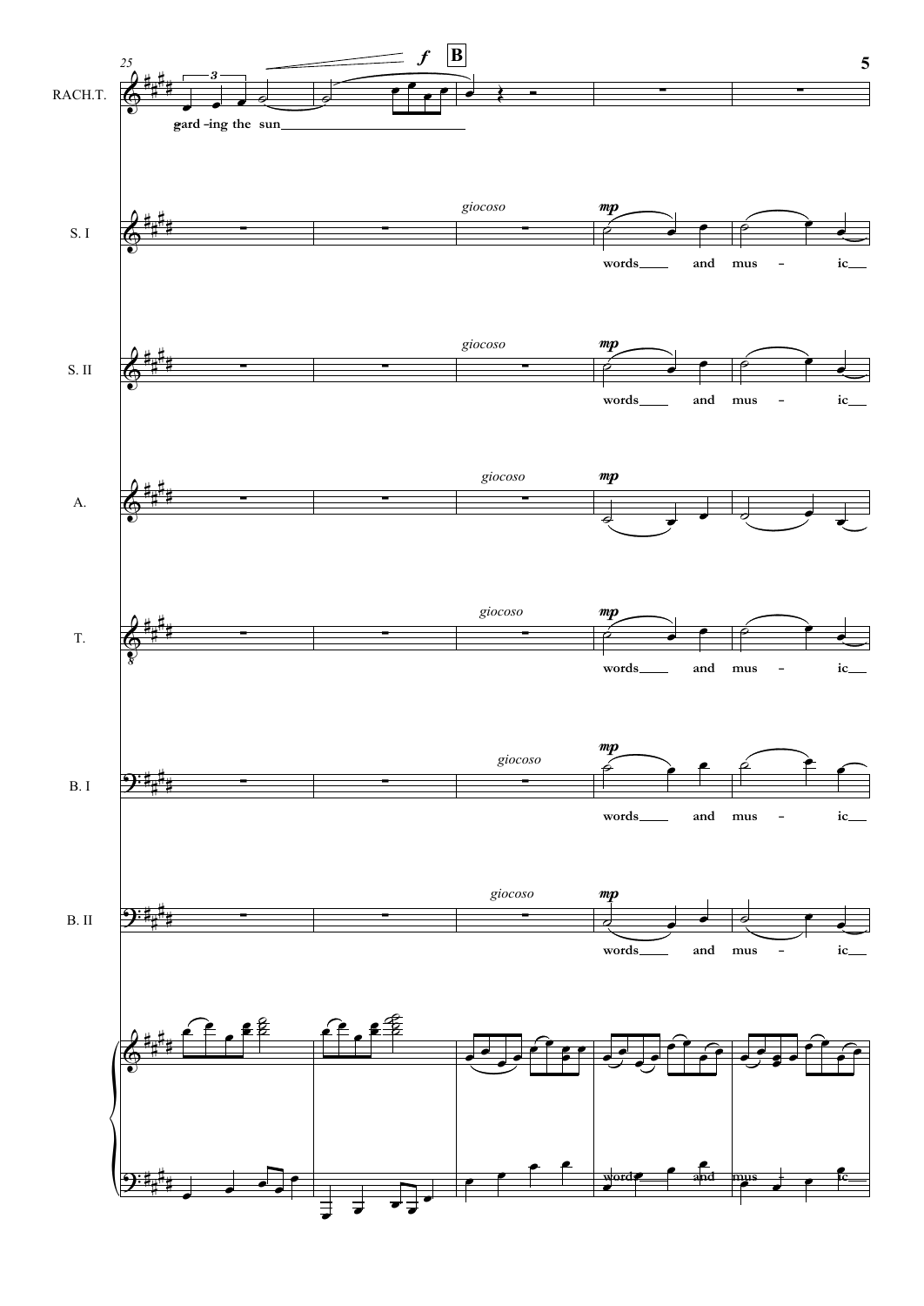RACH.T.: gard -ing the sun

S. I: *giocoso* **mp** words and mus - ic

S. II: *giocoso* **mp** words and mus - ic

A.: *giocoso* **mp**

T.: *giocoso* **mp** words and mus - ic

B. I: *giocoso* **mp** words and mus - ic

B. II: *giocoso* **mp** words and mus - ic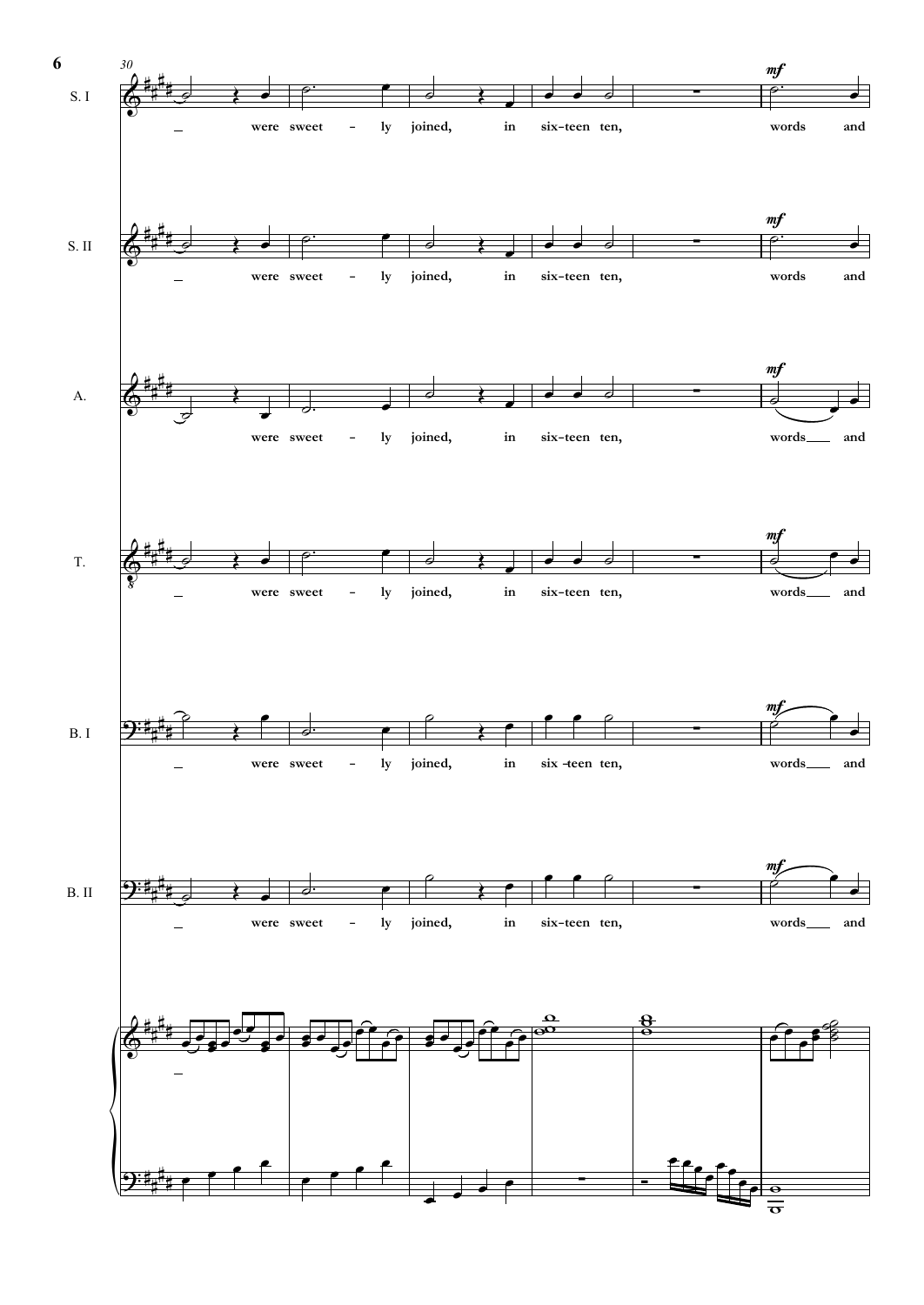30

S. I — were sweet - ly joined, in six-teen ten, *mf* words and

S. II — were sweet - ly joined, in six-teen ten, *mf* words and

A. — were sweet - ly joined, in six-teen ten, *mf* words___ and

T. — were sweet - ly joined, in six-teen ten, *mf* words___ and

B. I — were sweet - ly joined, in six -teen ten, *mf* words___ and

B. II — were sweet - ly joined, in six-teen ten, *mf* words___ and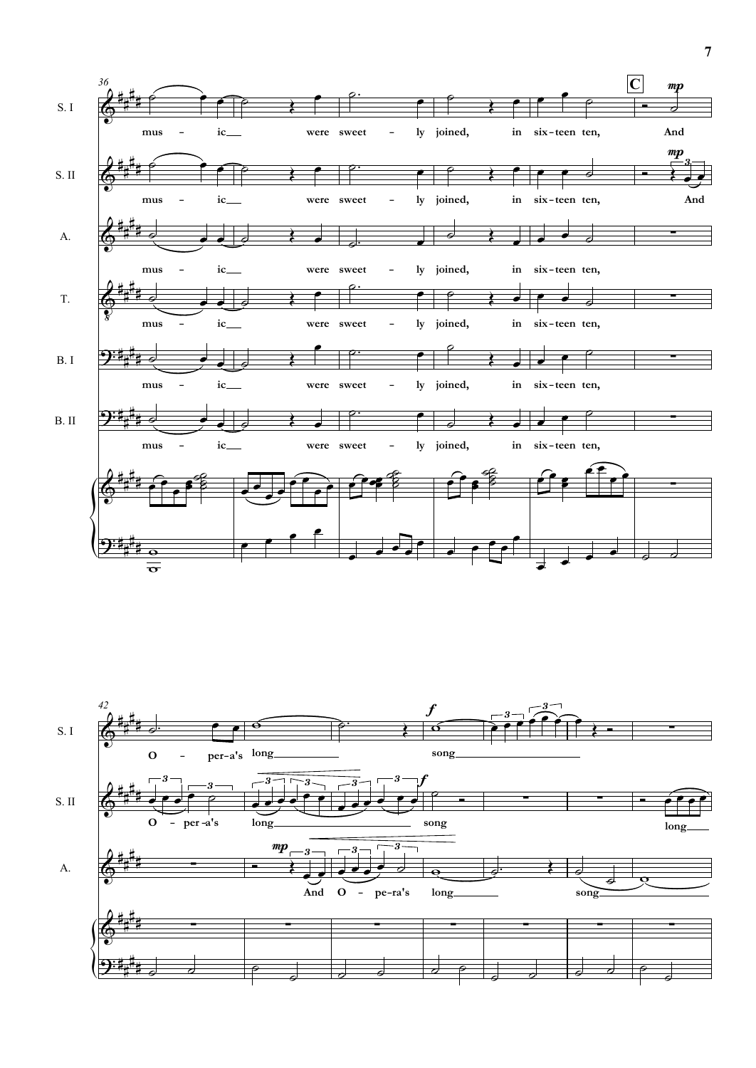S. I: mus - ic were sweet - ly joined, in six-teen ten, And

S. II: mus - ic were sweet - ly joined, in six-teen ten, And

A.: mus - ic were sweet - ly joined, in six-teen ten,

T.: mus - ic were sweet - ly joined, in six-teen ten,

B. I: mus - ic were sweet - ly joined, in six-teen ten,

B. II: mus - ic were sweet - ly joined, in six-teen ten,

C

S. I: O - per-a's long song

S. II: O - per-a's long song long

A.: And O - pe-ra's long song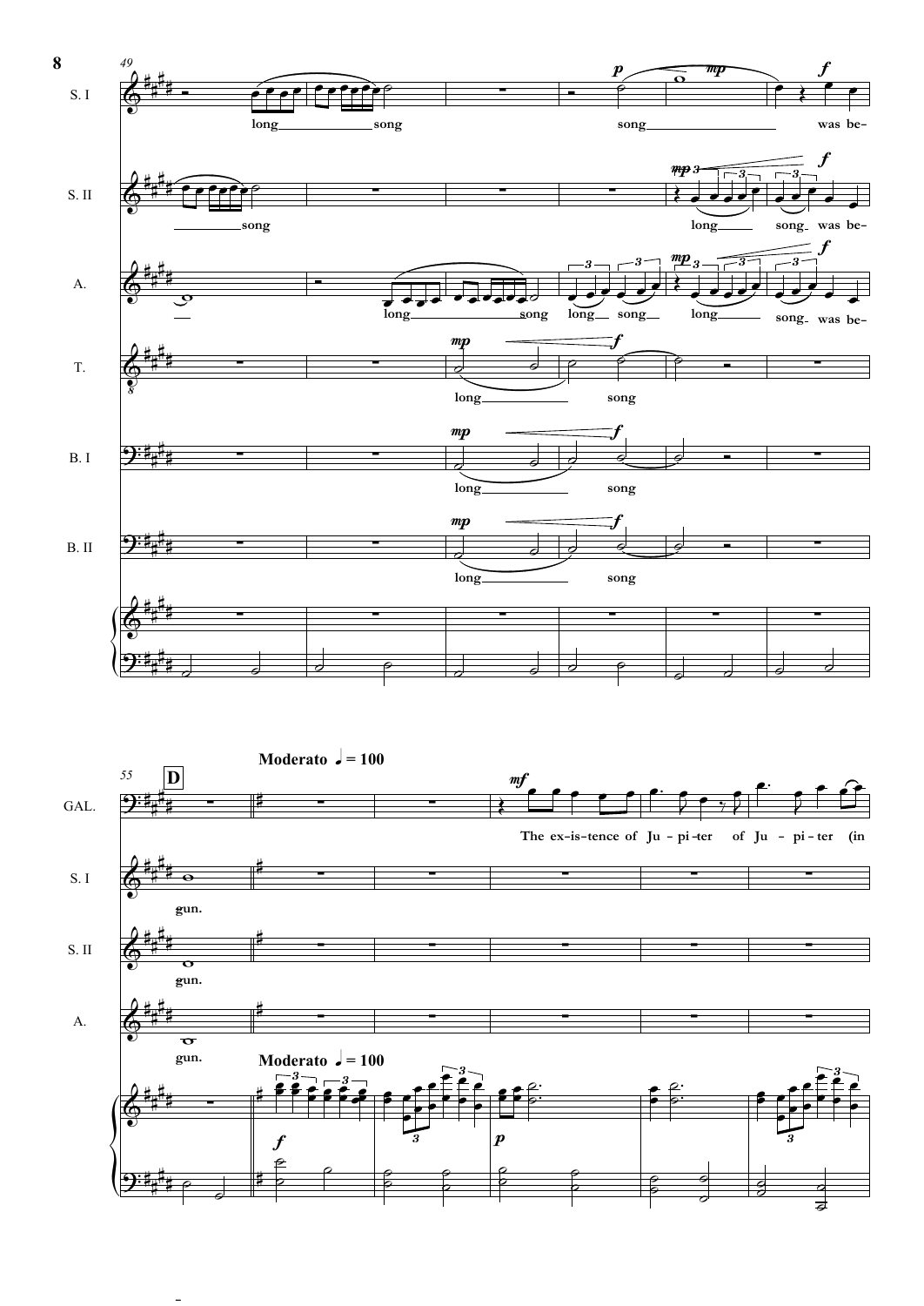49

S. I

long song

song

was be-

S. II

song

long

song

was be-

A.

long

song

long

song

long

song

was be-

T.

long

song

B. I

long

song

B. II

long

song

55

**D**

**Moderato** ♩ = 100

GAL.

The ex-is-tence of Ju-pi-ter of Ju-pi-ter (in

S. I

gun.

S. II

gun.

A.

gun.

**Moderato** ♩ = 100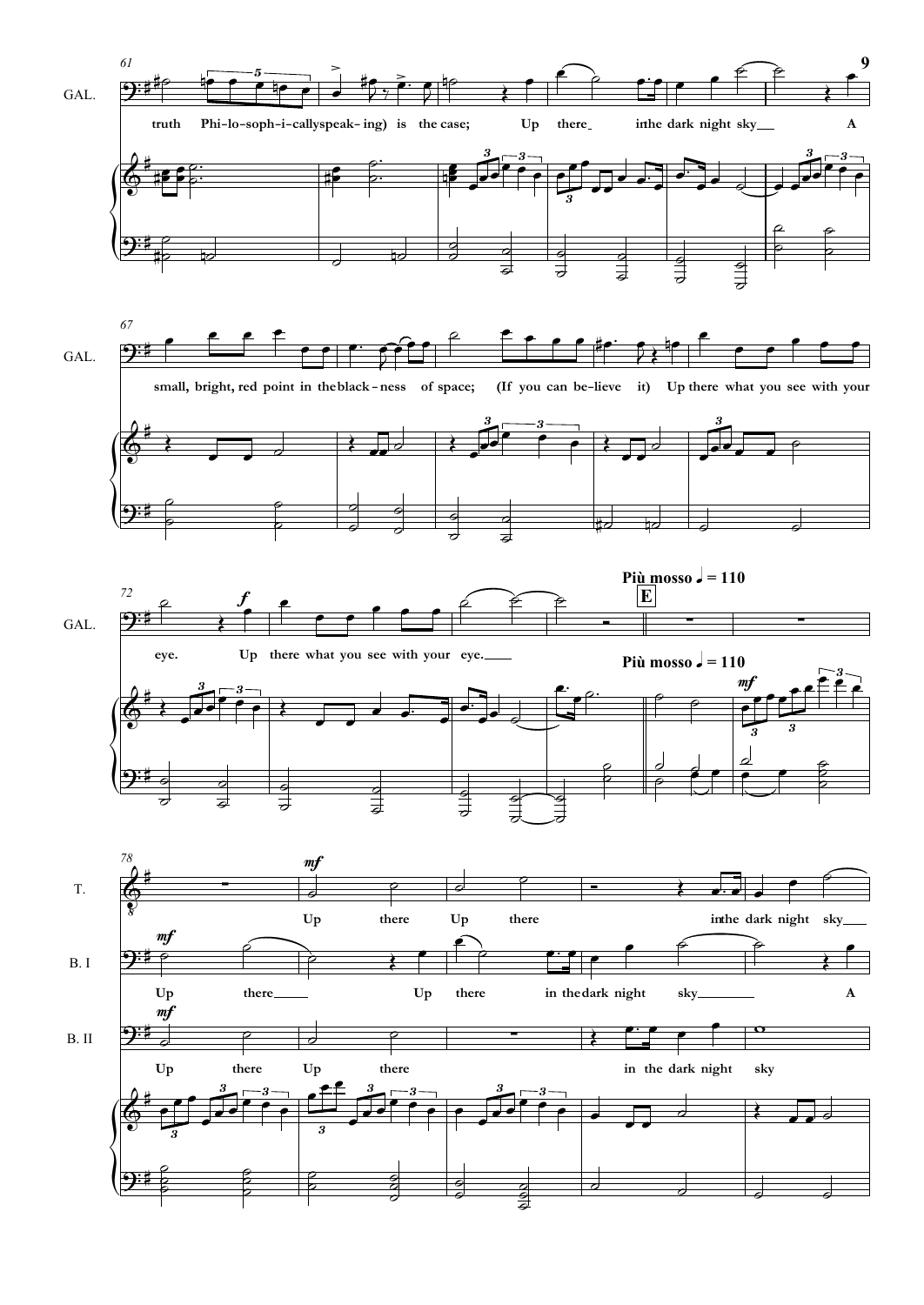61

GAL.

truth Phi-lo-soph-i-cally speak-ing) is the case; Up there in the dark night sky A

67

small, bright, red point in the black-ness of space; (If you can be-lieve it) Up there what you see with your

72

eye. Up there what you see with your eye.

**Più mosso ♩ = 110**

**E**

78

T.

Up there Up there in the dark night sky

B. I

Up there Up there in the dark night sky A

B. II

Up there Up there in the dark night sky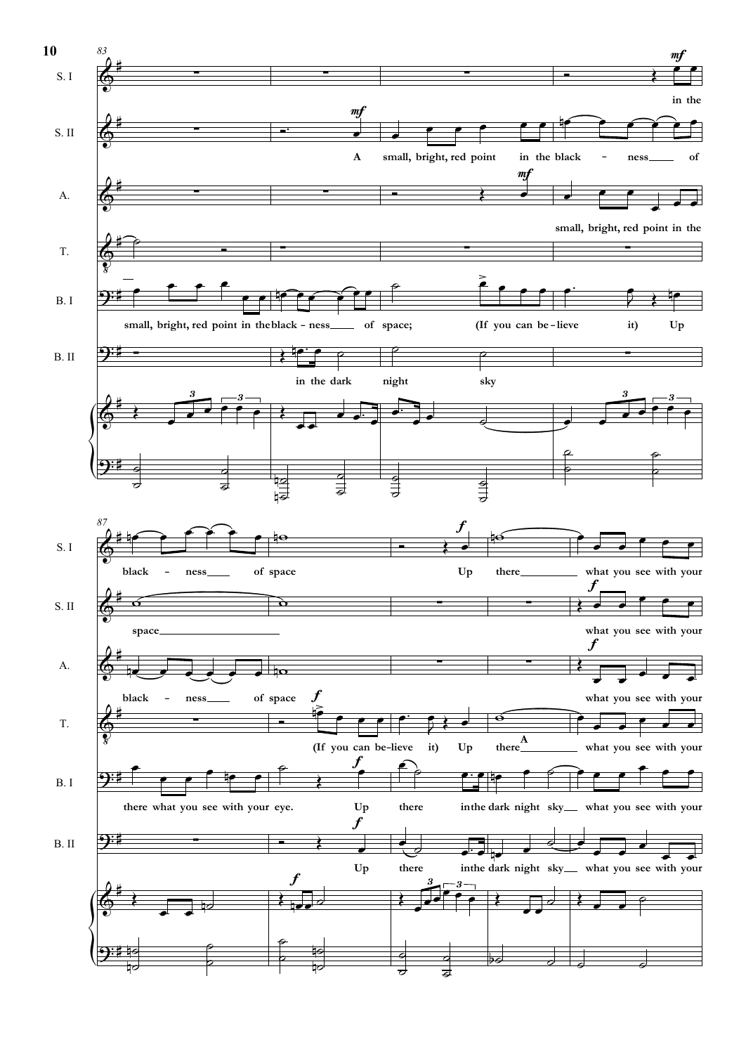**83**

S. I: in the

S. II: A small, bright, red point in the black - ness of

A.: small, bright, red point in the

T.:

B. I: small, bright, red point in the black - ness of space; (If you can be - lieve it) Up

B. II: in the dark night sky

**87**

S. I: black - ness of space Up there what you see with your

S. II: space what you see with your

A.: black - ness of space what you see with your

T.: (If you can be-lieve it) Up there **A** what you see with your

B. I: there what you see with your eye. Up there in the dark night sky what you see with your

B. II: Up there in the dark night sky what you see with your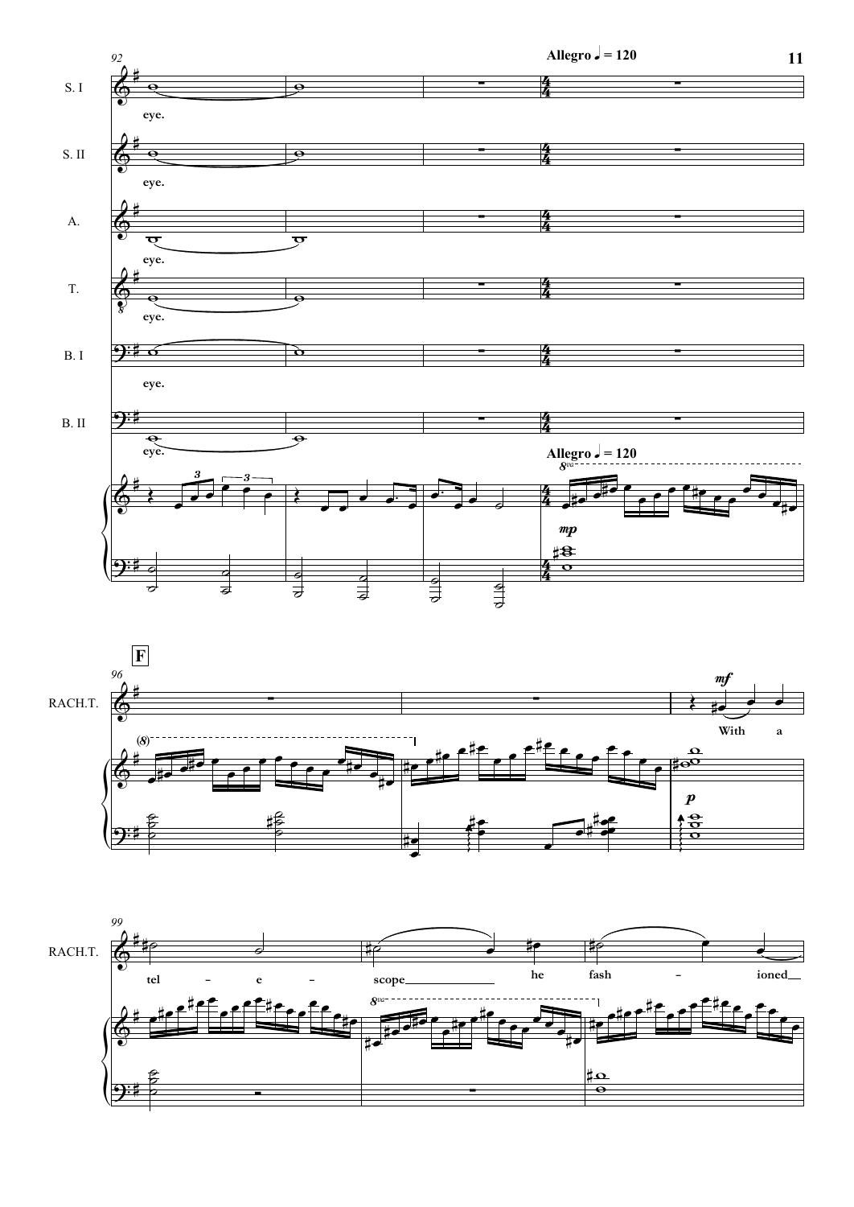**Allegro** ♩ = 120

S. I — eye.

S. II — eye.

A. — eye.

T. — eye.

B. I — eye.

B. II — eye.

**F**

RACH.T. — With a tel - e - scope he fash - ioned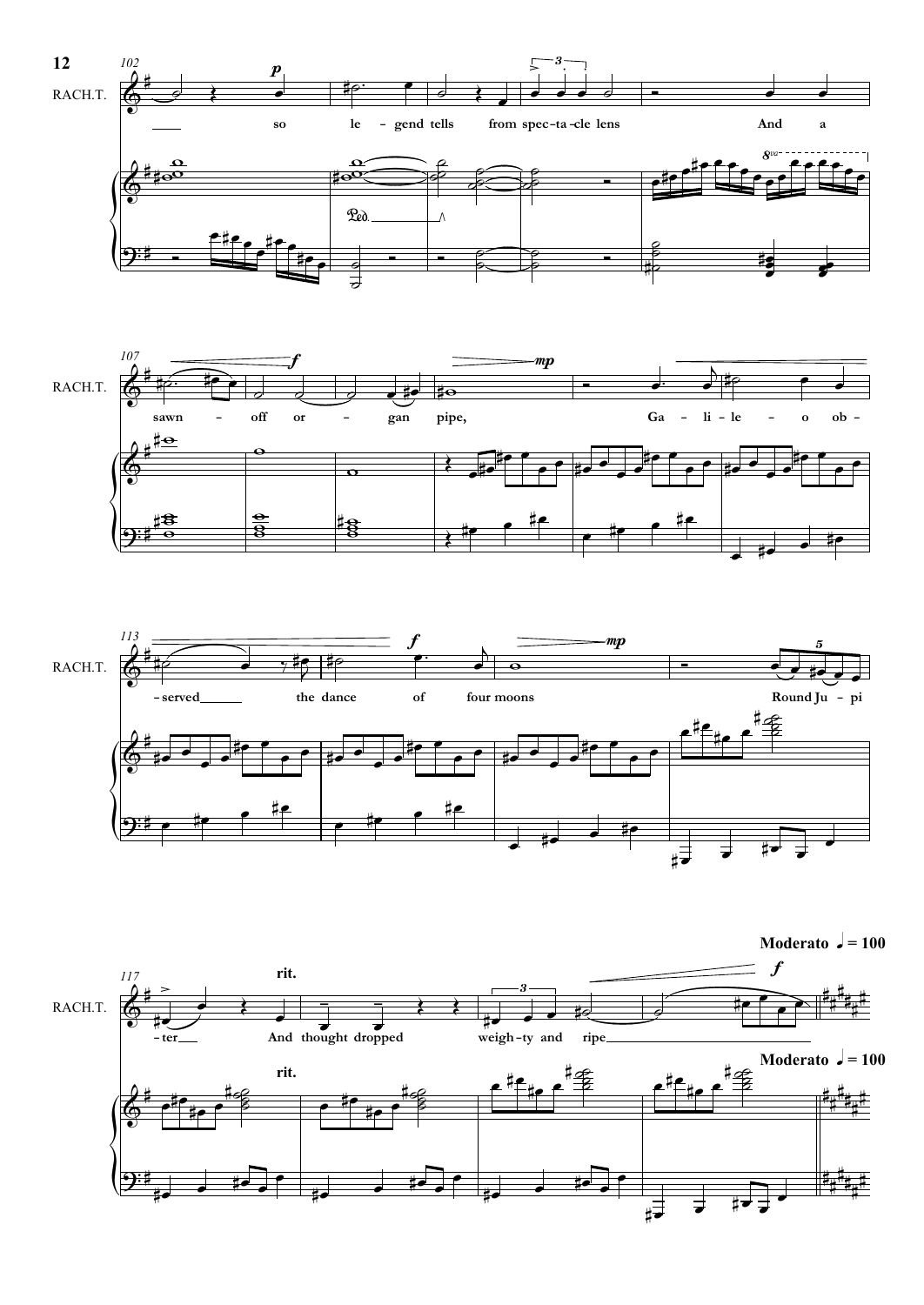RACH.T.

so legend tells from spectacle lens And a sawn-off organ pipe, Galileo observed the dance of four moons Round Jupiter And thought dropped weighty and ripe

rit.

**Moderato** ♩ = 100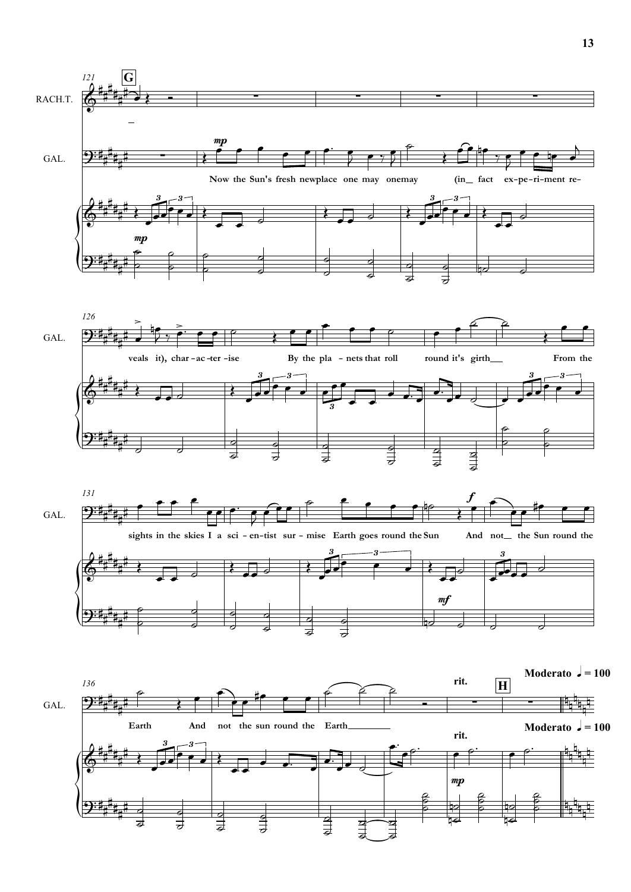121 **G**

RACH.T.

GAL.

*mp*

Now the Sun's fresh newplace one may onemay (in_ fact ex-pe-ri-ment re-

*mp*

126

GAL.

veals it), char-ac-ter-ise By the pla-nets that roll round it's girth__ From the

131

GAL.

sights in the skies I a sci-en-tist sur-mise Earth goes round the Sun And not__ the Sun round the

*f*

*mf*

136

GAL.

Earth And not the sun round the Earth________

rit.

**H**

**Moderato ♩ = 100**

*mp*

rit.

**Moderato ♩ = 100**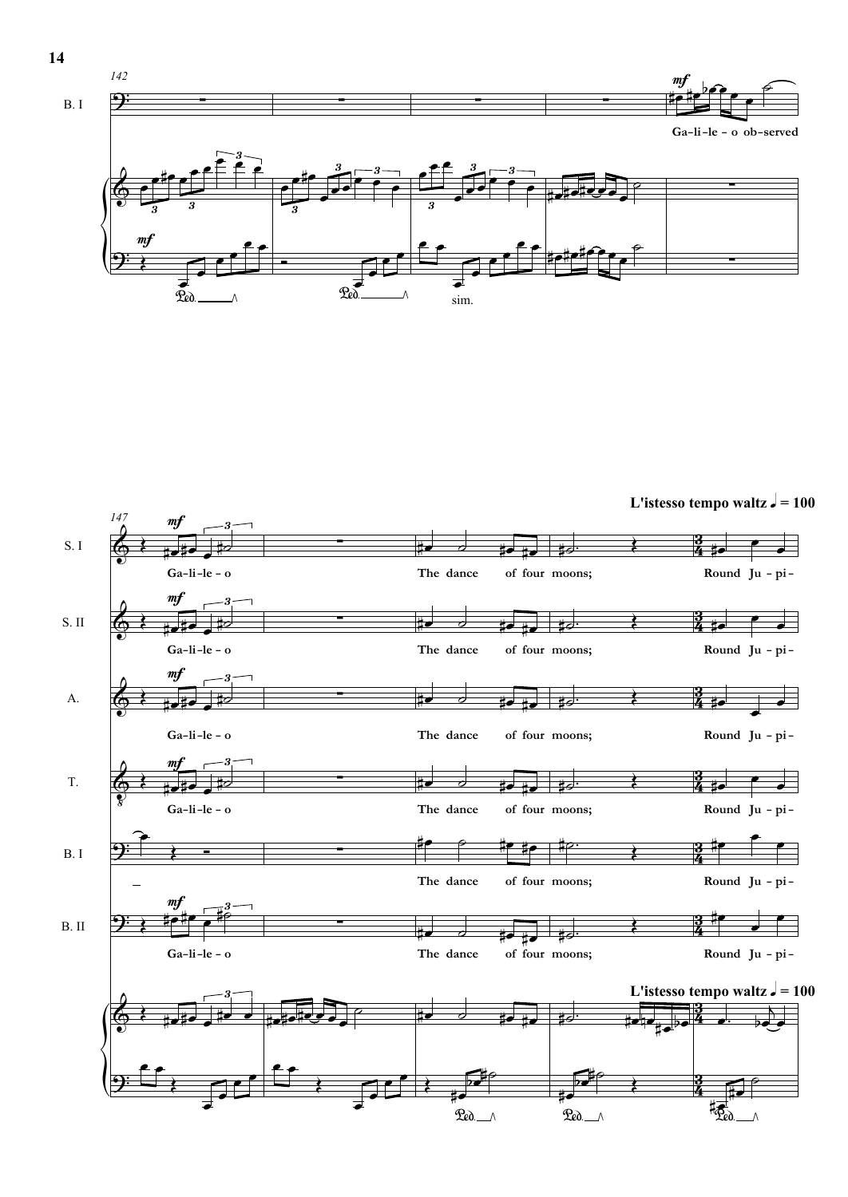142

B. I

Ga-li-le - o ob-served

*mf*

sim.

147

L'istesso tempo waltz ♩ = 100

S. I — Ga-li-le - o — The dance of four moons; — Round Ju - pi-

S. II — Ga-li-le - o — The dance of four moons; — Round Ju - pi-

A. — Ga-li-le - o — The dance of four moons; — Round Ju - pi-

T. — Ga-li-le - o — The dance of four moons; — Round Ju - pi-

B. I — The dance of four moons; — Round Ju - pi-

B. II — Ga-li-le - o — The dance of four moons; — Round Ju - pi-

L'istesso tempo waltz ♩ = 100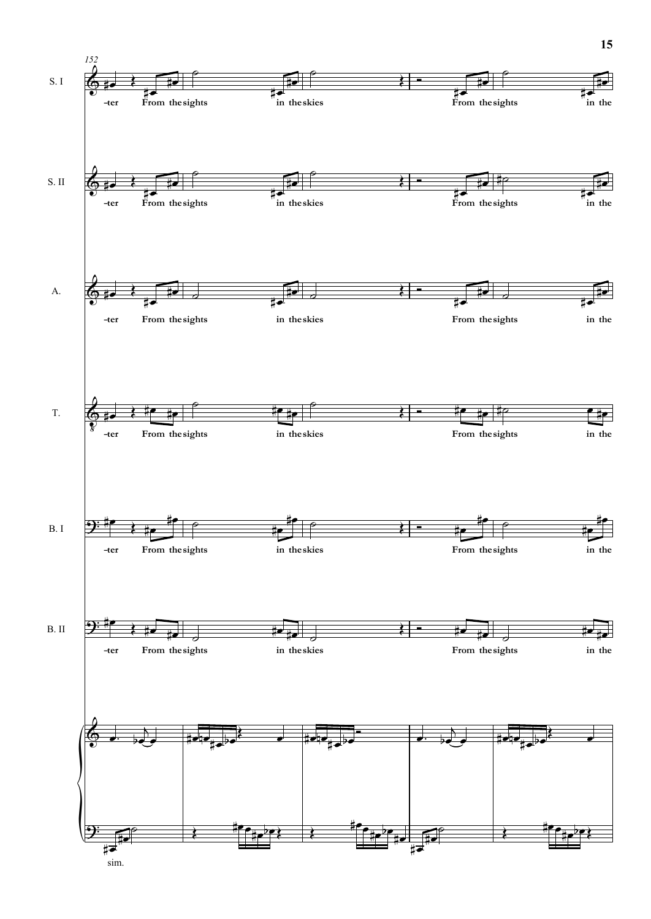152

S. I: -ter From the sights in the skies From the sights in the

S. II: -ter From the sights in the skies From the sights in the

A.: -ter From the sights in the skies From the sights in the

T.: -ter From the sights in the skies From the sights in the

B. I: -ter From the sights in the skies From the sights in the

B. II: -ter From the sights in the skies From the sights in the

sim.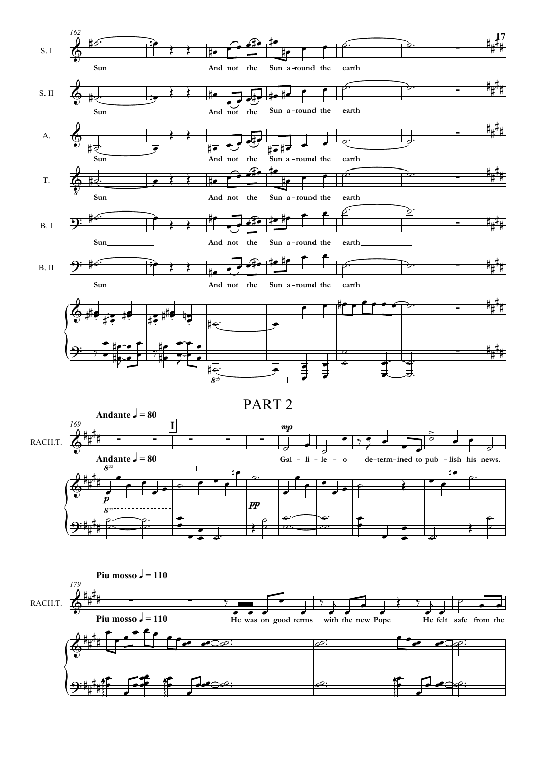## PART 2

**Andante ♩ = 80**

**Piu mosso ♩ = 110**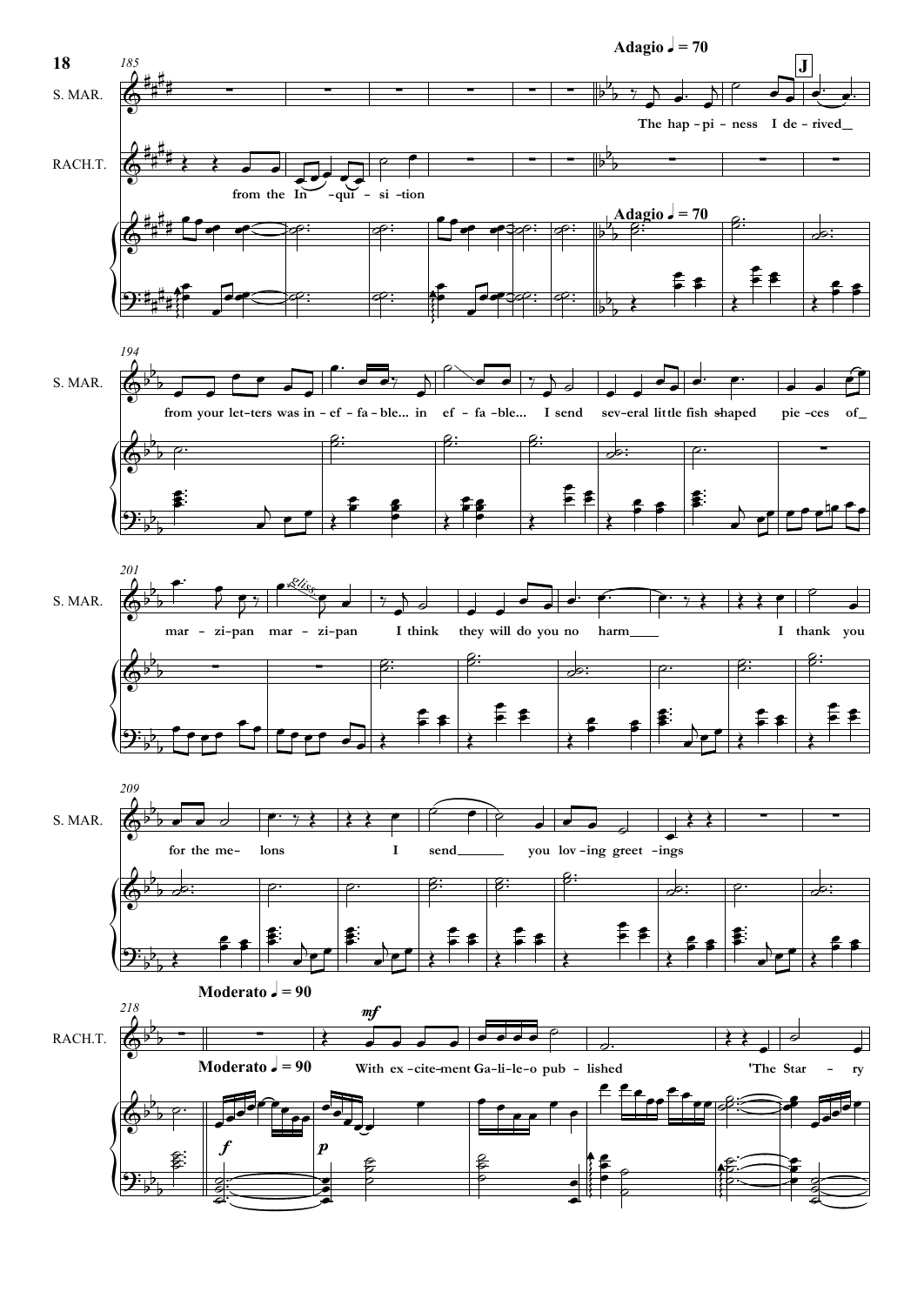**Adagio ♩ = 70**

185

S. MAR.

RACH.T.

from the In - qui - si - tion

**J**

The hap - pi - ness I de - rived

194

from your let - ters was in - ef - fa - ble... in ef - fa - ble... I send sev - eral lit - tle fish shaped pie - ces of

201

mar - zi - pan mar - zi - pan I think they will do you no harm I thank you

*gliss.*

209

for the me - lons I send you lov - ing greet - ings

**Moderato ♩ = 90**

218

*mf*

With ex - cite - ment Ga - li - le - o pub - lished 'The Star - ry

*f* *p*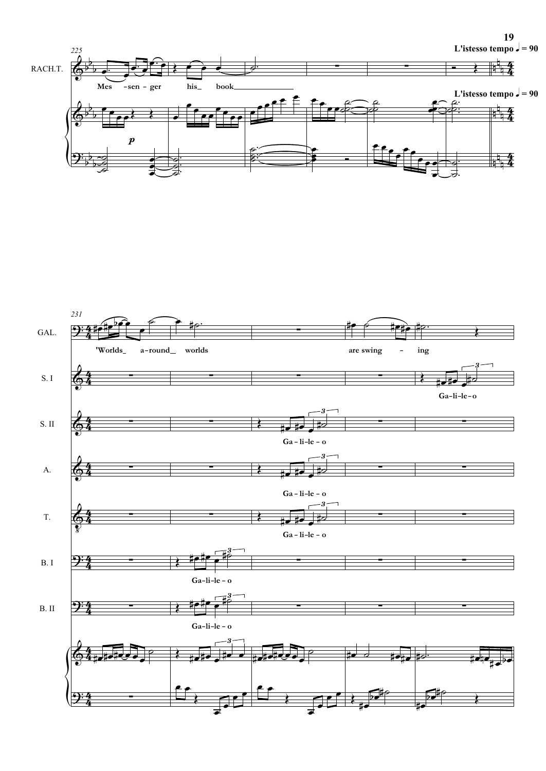L'istesso tempo ♩ = 90

L'istesso tempo ♩ = 90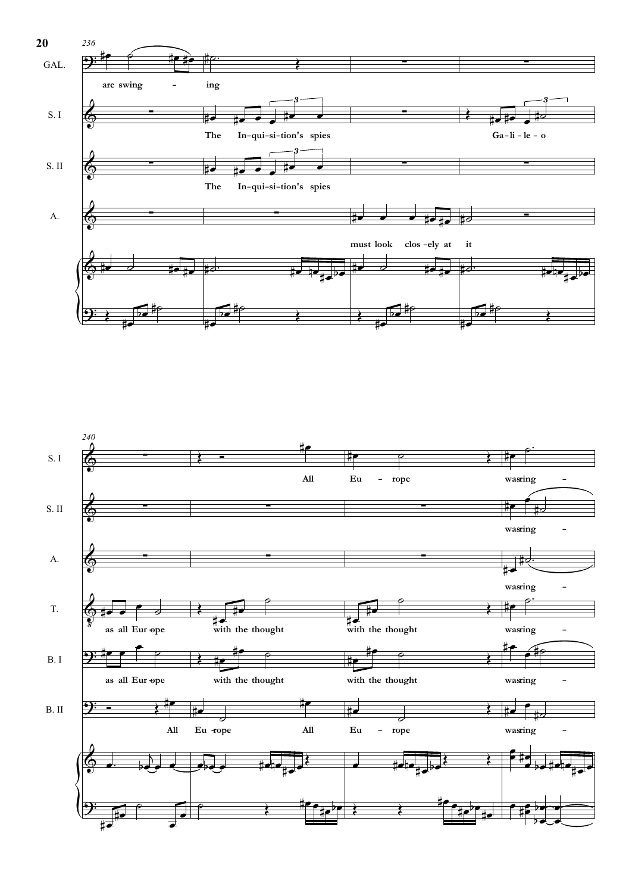236

GAL. are swing - ing

S. I The In-qui-si-tion's spies Ga-li-le-o

S. II The In-qui-si-tion's spies

A. must look clos-ely at it

240

S. I All Eu - rope wasring -

S. II wasring -

A. wasring -

T. as all Eur-ope with the thought with the thought wasring -

B. I as all Eur-ope with the thought with the thought wasring -

B. II All Eu-rope All Eu - rope wasring -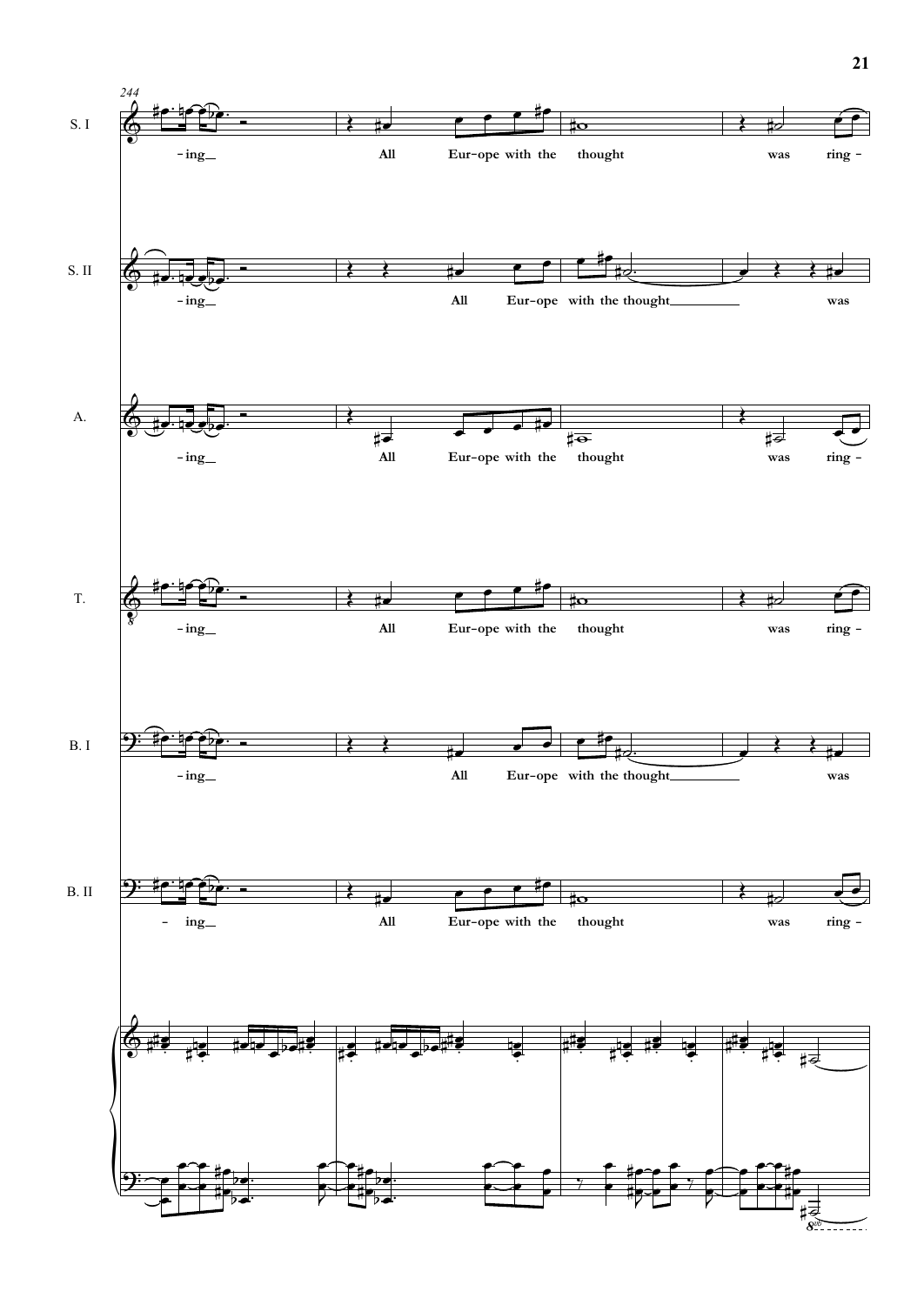244

S. I: -ing All Eur-ope with the thought was ring-

S. II: -ing All Eur-ope with the thought was

A.: -ing All Eur-ope with the thought was ring-

T.: -ing All Eur-ope with the thought was ring-

B. I: -ing All Eur-ope with the thought was

B. II: - ing All Eur-ope with the thought was ring-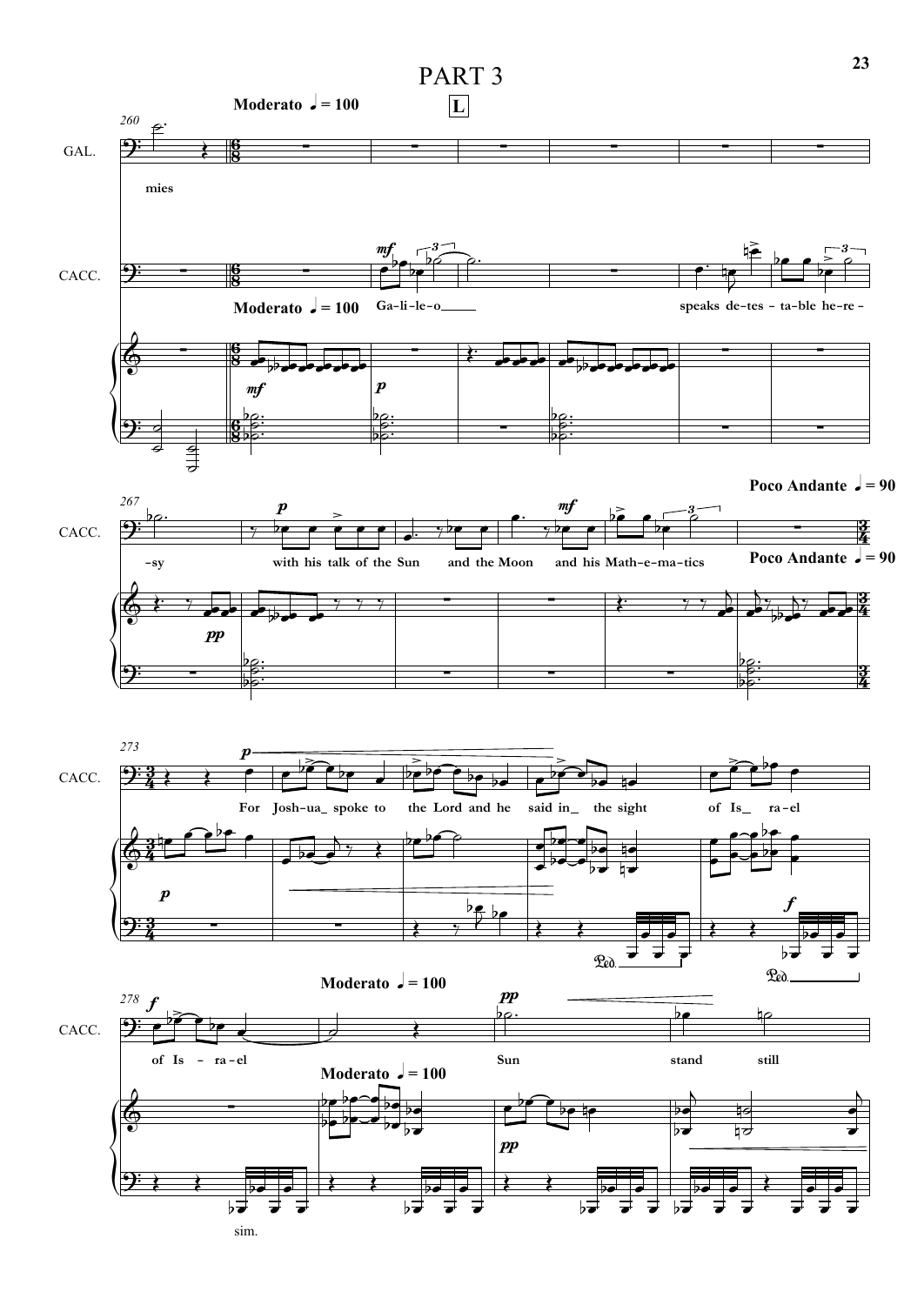# PART 3

**Moderato ♩ = 100**

**L**

GAL.

mies

CACC.

Ga-li-le-o speaks de-tes-ta-ble he-re-sy with his talk of the Sun and the Moon and his Math-e-ma-tics

**Poco Andante ♩ = 90**

For Josh-ua spoke to the Lord and he said in the sight of Is-ra-el of Is-ra-el

**Moderato ♩ = 100**

Sun stand still

sim.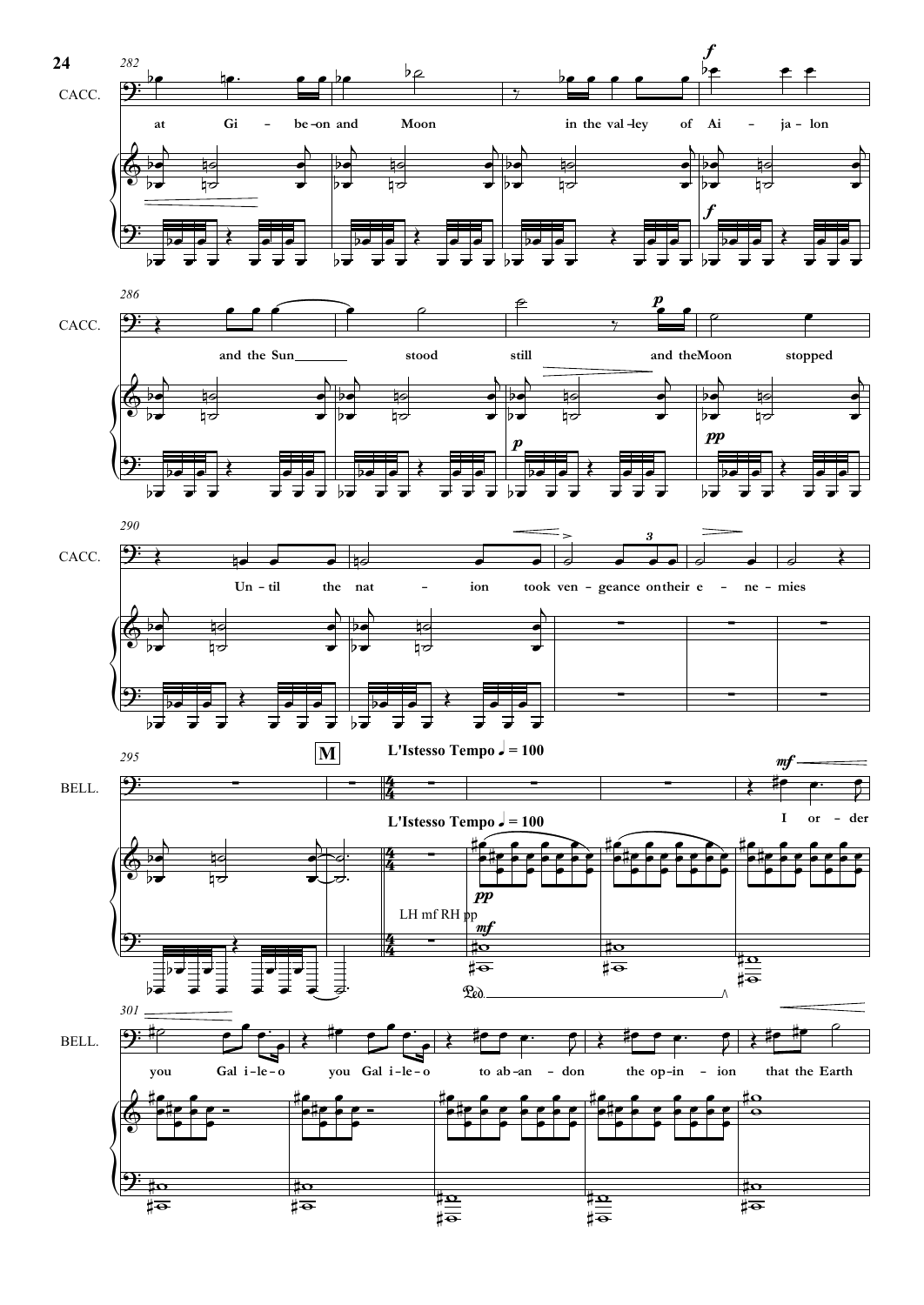282

CACC.

at Gi - be-on and Moon in the val-ley of Ai - ja - lon

286

and the Sun stood still and the Moon stopped

290

Un - til the nat - ion took ven - geance on their e - ne - mies

295

**M**

**L'Istesso Tempo ♩ = 100**

BELL.

I or - der

LH mf RH pp

301

you Gal i - le - o you Gal i - le - o to ab - an - don the op - in - ion that the Earth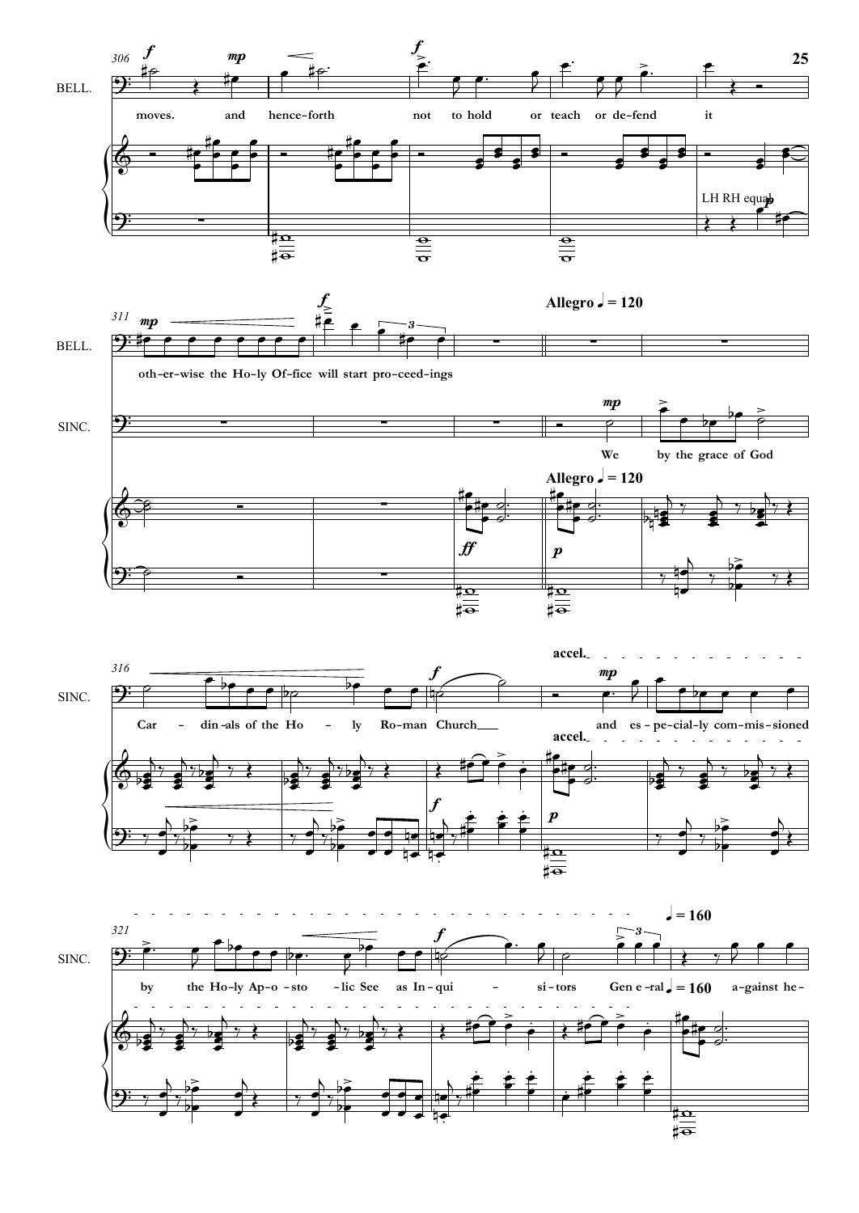306

BELL.

*f* *mp* *f*

moves. and hence-forth not to hold or teach or de-fend it

LH RH equal *p*

311

BELL. *mp* *f*

oth-er-wise the Ho-ly Of-fice will start pro-ceed-ings

SINC.

**Allegro** ♩ = 120

*mp*

We by the grace of God

*ff* *p*

316

SINC.

*f* **accel.** *mp*

Car - din-als of the Ho - ly Ro-man Church___ and es-pe-cial-ly com-mis-sioned

*f* *p*

321

SINC.

♩ = 160

*f*

by the Ho-ly Ap-o-sto - lic See as In-qui - si-tors Gen e-ral a-gainst he-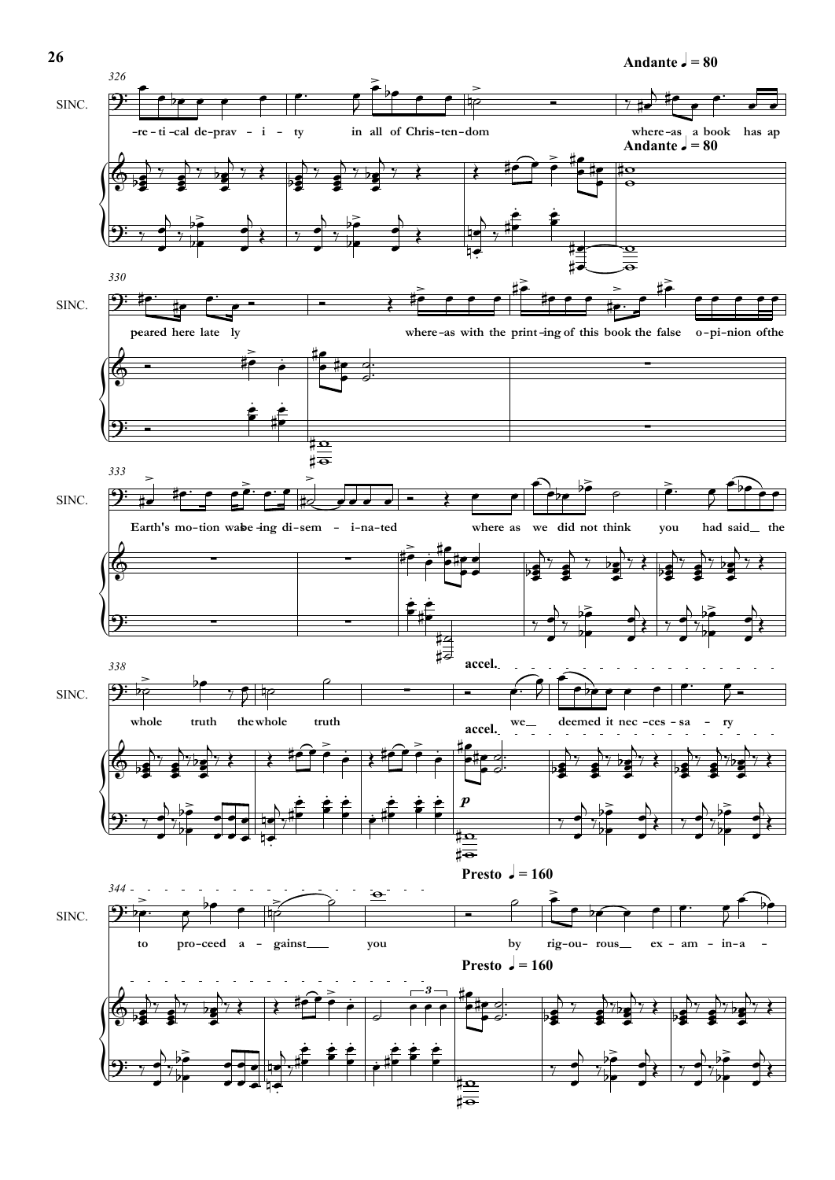**Andante ♩ = 80**

326

SINC.

-re - ti - cal de - prav - i - ty in all of Chris - ten - dom where - as a book has ap

330

peared here late ly where - as with the print - ing of this book the false o - pi - nion of the

333

Earth's mo - tion was be - ing di - sem - i - na - ted where as we did not think you had said the

338

whole truth the whole truth we deemed it nec - ces - sa - ry

*accel.*

*p*

344

to pro - ceed a - gainst you by rig - ou - rous ex - am - in - a -

**Presto ♩ = 160**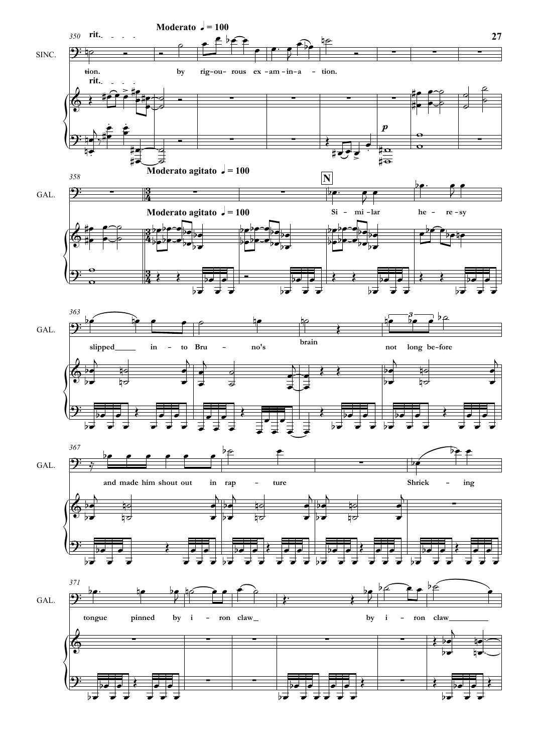**Moderato** ♩ = 100

350 **rit.**

SINC.

tion. by rig- ou- rous ex - am - in - a - tion.

**rit.**

*p*

358 **Moderato agitato** ♩ = 100

GAL.

**Moderato agitato** ♩ = 100

**N**

Si - mi - lar he - re - sy

363

GAL.

slipped in - to Bru - no's brain not long be - fore

367

GAL.

and made him shout out in rap - ture Shriek - ing

371

GAL.

tongue pinned by i - ron claw by i - ron claw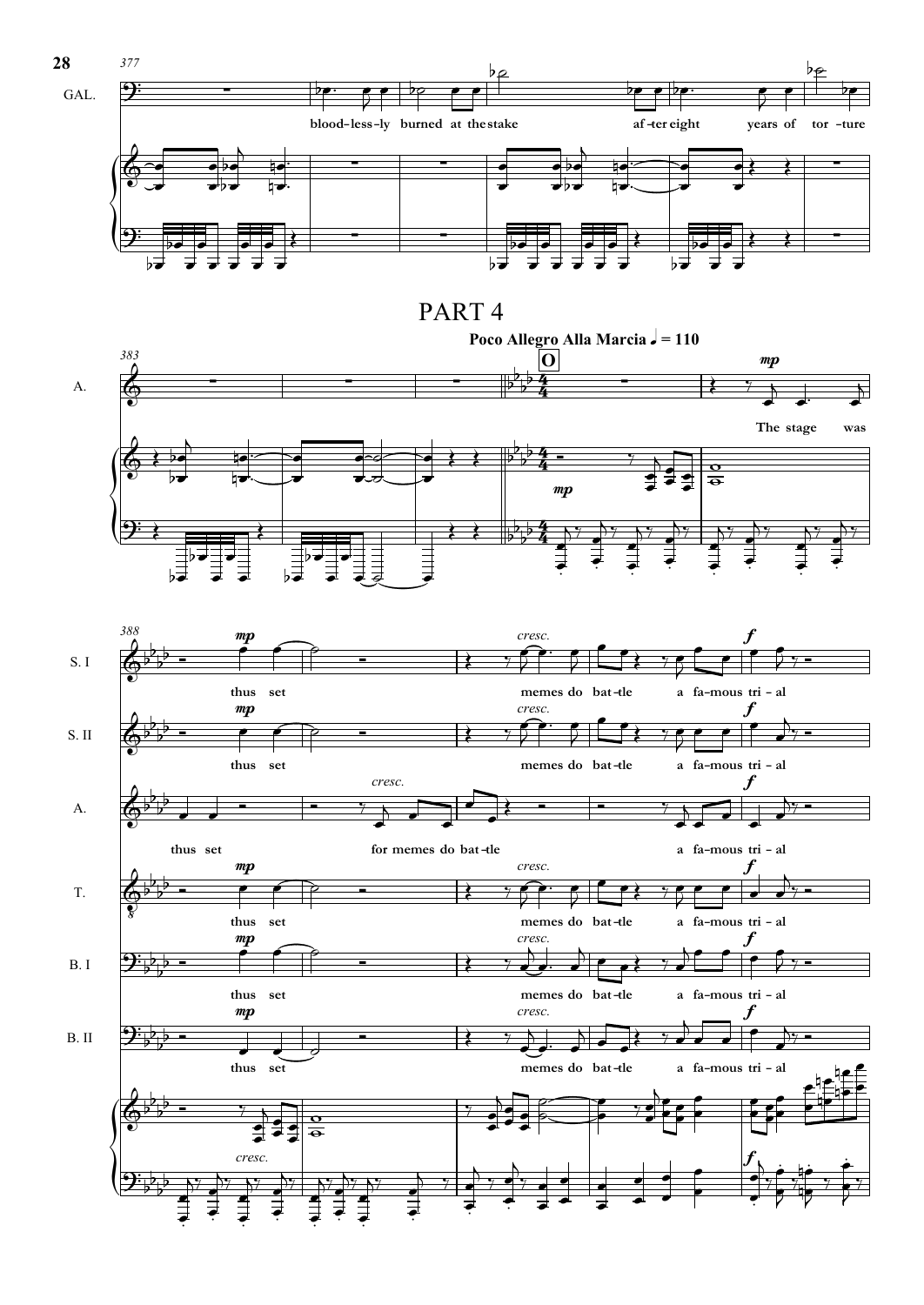# PART 4

**Poco Allegro Alla Marcia** ♩ = 110

**O**

GAL.: blood-less-ly burned at the stake af-ter eight years of tor-ture

A.: The stage was

S. I: thus set memes do bat-tle a fa-mous tri-al

S. II: thus set memes do bat-tle a fa-mous tri-al

A.: thus set for memes do bat-tle a fa-mous tri-al

T.: thus set memes do bat-tle a fa-mous tri-al

B. I: thus set memes do bat-tle a fa-mous tri-al

B. II: thus set memes do bat-tle a fa-mous tri-al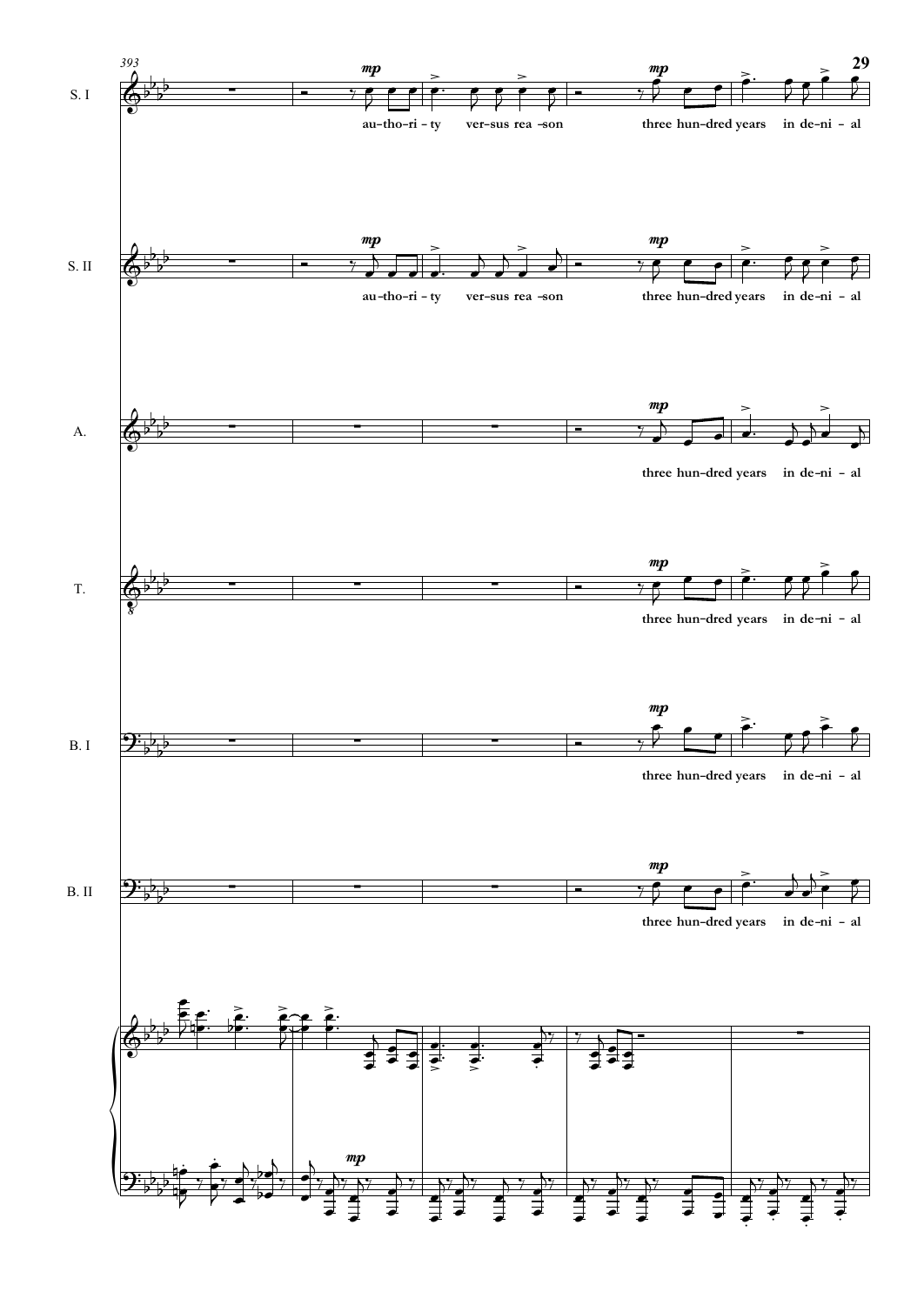393

S. I

*mp*

au-tho-ri-ty ver-sus rea-son

*mp*

three hun-dred years in de-ni-al

S. II

*mp*

au-tho-ri-ty ver-sus rea-son

*mp*

three hun-dred years in de-ni-al

A.

*mp*

three hun-dred years in de-ni-al

T.

*mp*

three hun-dred years in de-ni-al

B. I

*mp*

three hun-dred years in de-ni-al

B. II

*mp*

three hun-dred years in de-ni-al

*mp*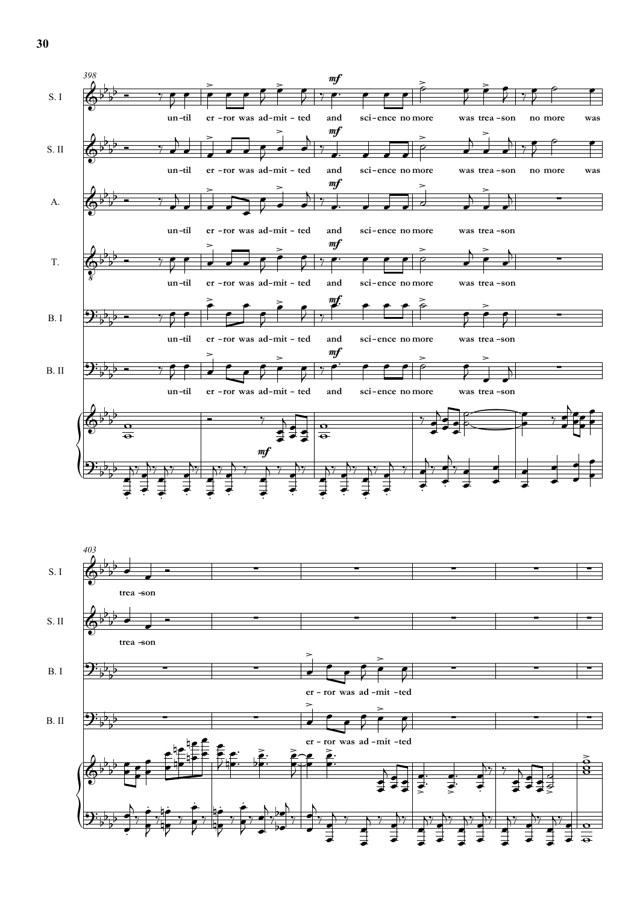398

S. I
S. II
A.
T.
B. I
B. II

*mf*

until error was admitted and science no more was treason no more was

until error was admitted and science no more was treason no more was

until error was admitted and science no more was treason

until error was admitted and science no more was treason

until error was admitted and science no more was treason

until error was admitted and science no more was treason

403

S. I
S. II
B. I
B. II

treason

treason

error was admitted

error was admitted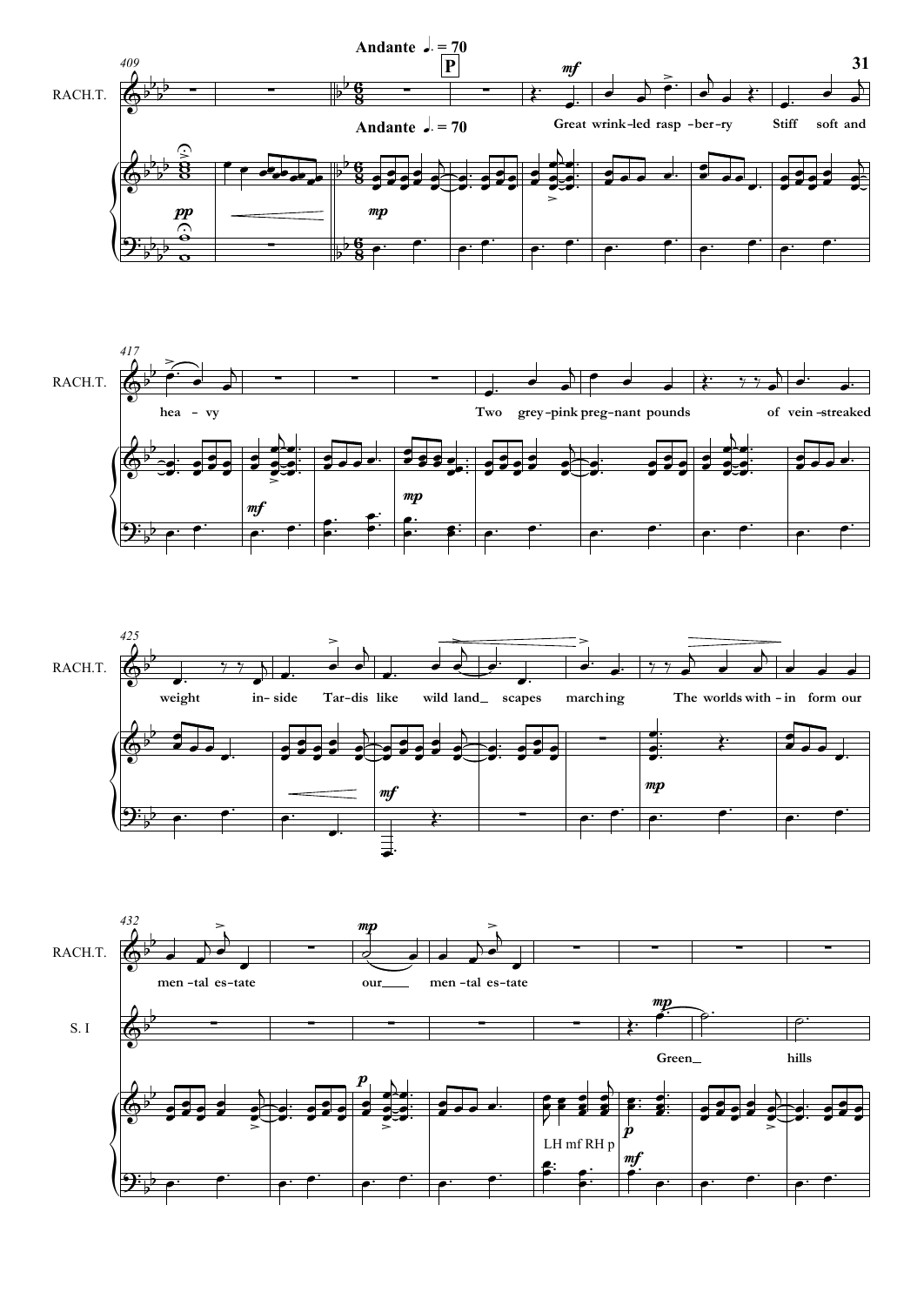**Andante ♩. = 70**

**P**

RACH.T.

Great wrink-led rasp-ber-ry Stiff soft and hea-vy

Two grey-pink preg-nant pounds of vein-streaked weight in-side Tar-dis like wild land_ scapes march-ing The worlds with-in form our men-tal es-tate our___ men-tal es-tate

S. I

Green_ hills

LH mf RH p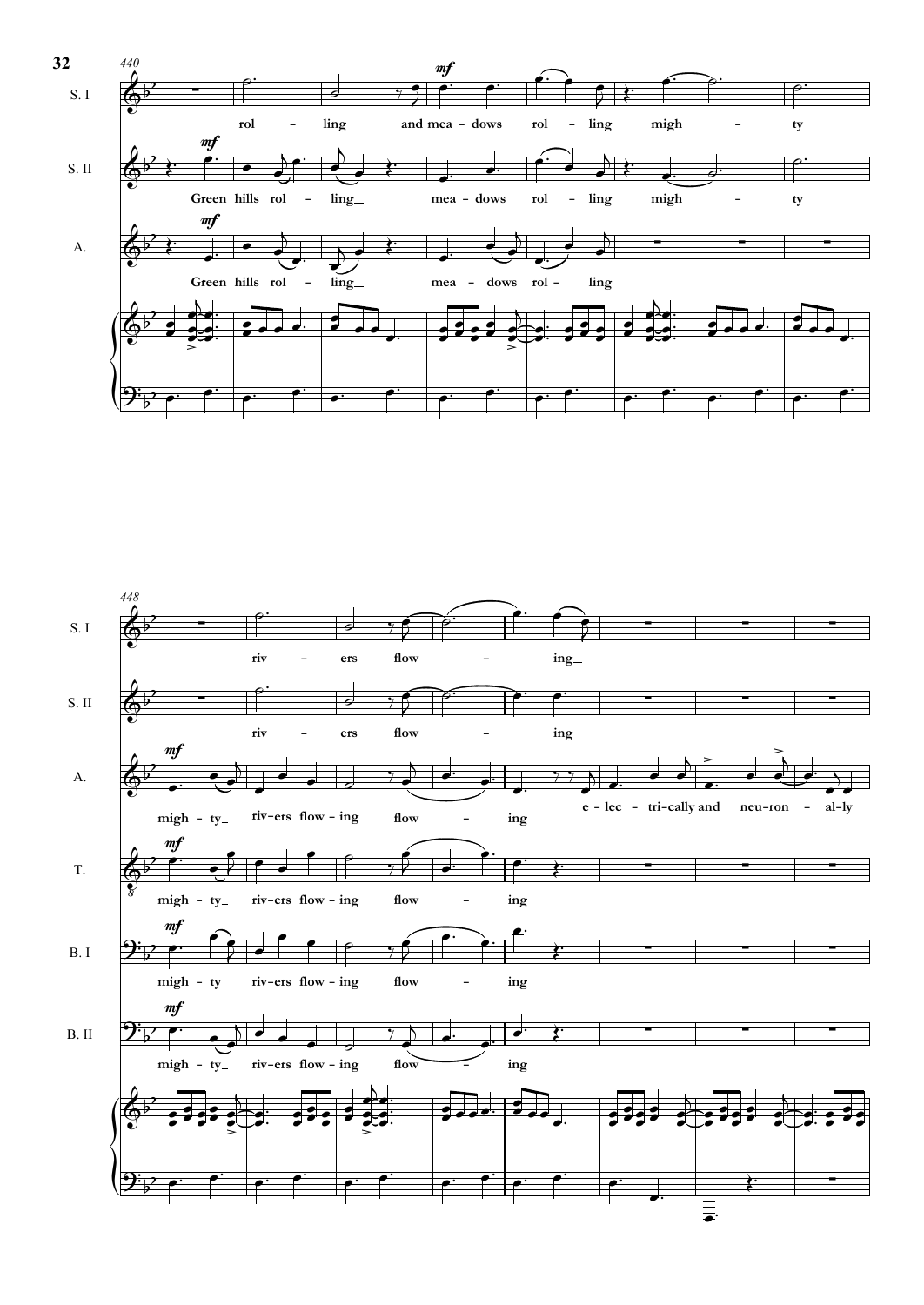440

S. I — *mf* — rol – ling and mea - dows rol – ling migh – ty

S. II — *mf* — Green hills rol – ling\_ mea - dows rol – ling migh – ty

A. — *mf* — Green hills rol – ling\_ mea - dows rol – ling

448

S. I — riv – ers flow – ing\_

S. II — riv – ers flow – ing

A. — *mf* — migh - ty\_ riv-ers flow - ing flow – ing e - lec - tri-cally and neu-ron - al-ly

T. — *mf* — migh - ty\_ riv-ers flow - ing flow – ing

B. I — *mf* — migh - ty\_ riv-ers flow - ing flow – ing

B. II — *mf* — migh - ty\_ riv-ers flow - ing flow – ing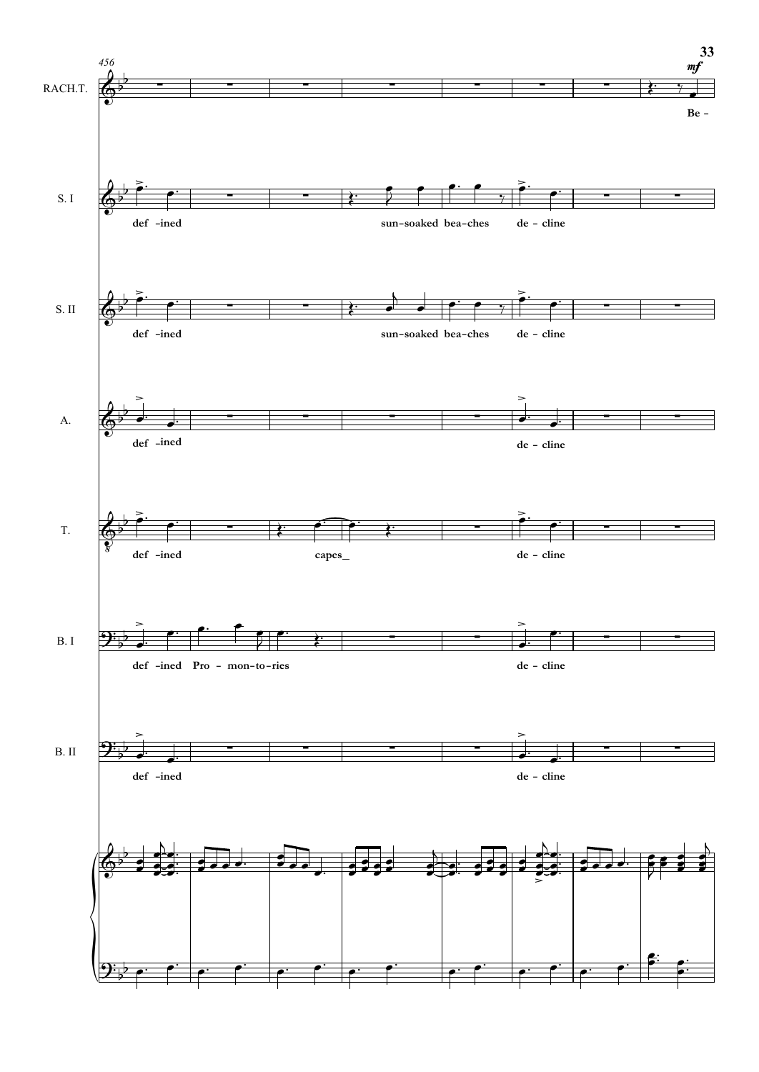456

RACH.T. *mf* Be -

S. I def - ined sun-soaked bea-ches de - cline

S. II def - ined sun-soaked bea-ches de - cline

A. def - ined de - cline

T. def - ined capes_ de - cline

B. I def - ined Pro - mon-to-ries de - cline

B. II def - ined de - cline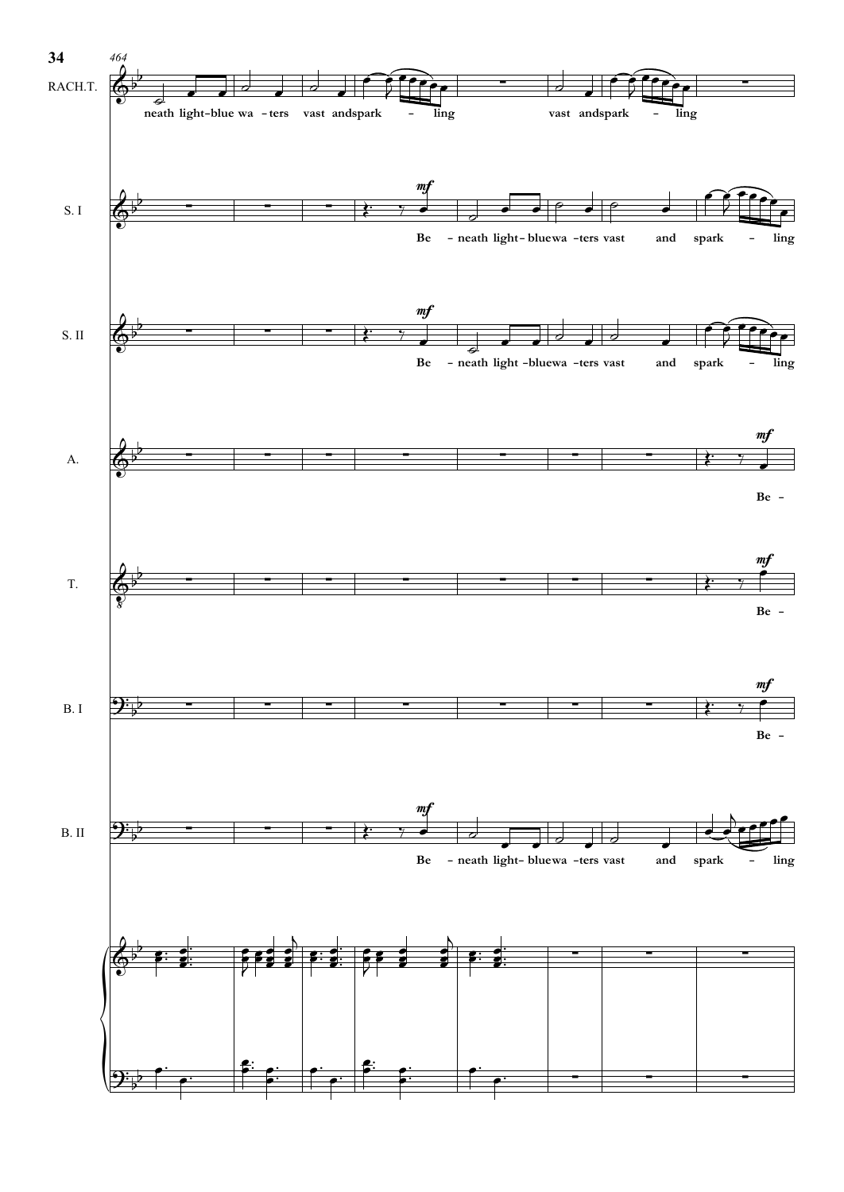464

RACH.T.

neath light-blue wa - ters vast and spark - ling vast and spark - ling

S. I

*mf*

Be - neath light-blue wa - ters vast and spark - ling

S. II

*mf*

Be - neath light-blue wa - ters vast and spark - ling

A.

*mf*

Be -

T.

*mf*

Be -

B. I

*mf*

Be -

B. II

*mf*

Be - neath light-blue wa - ters vast and spark - ling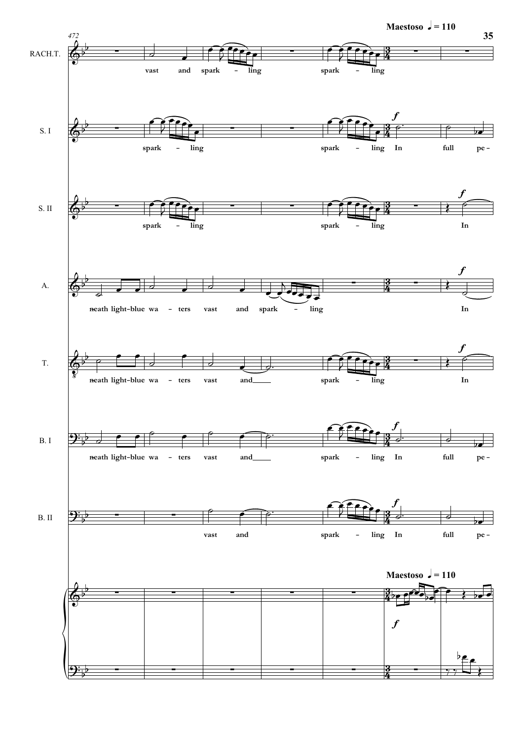**Maestoso ♩ = 110**

472

RACH.T. — vast and spark - ling spark - ling

S. I — spark - ling spark - ling In full pe -

S. II — spark - ling spark - ling In

A. — neath light-blue wa - ters vast and spark - ling In

T. — neath light-blue wa - ters vast and spark - ling In

B. I — neath light-blue wa - ters vast and spark - ling In full pe -

B. II — vast and spark - ling In full pe -

**Maestoso ♩ = 110**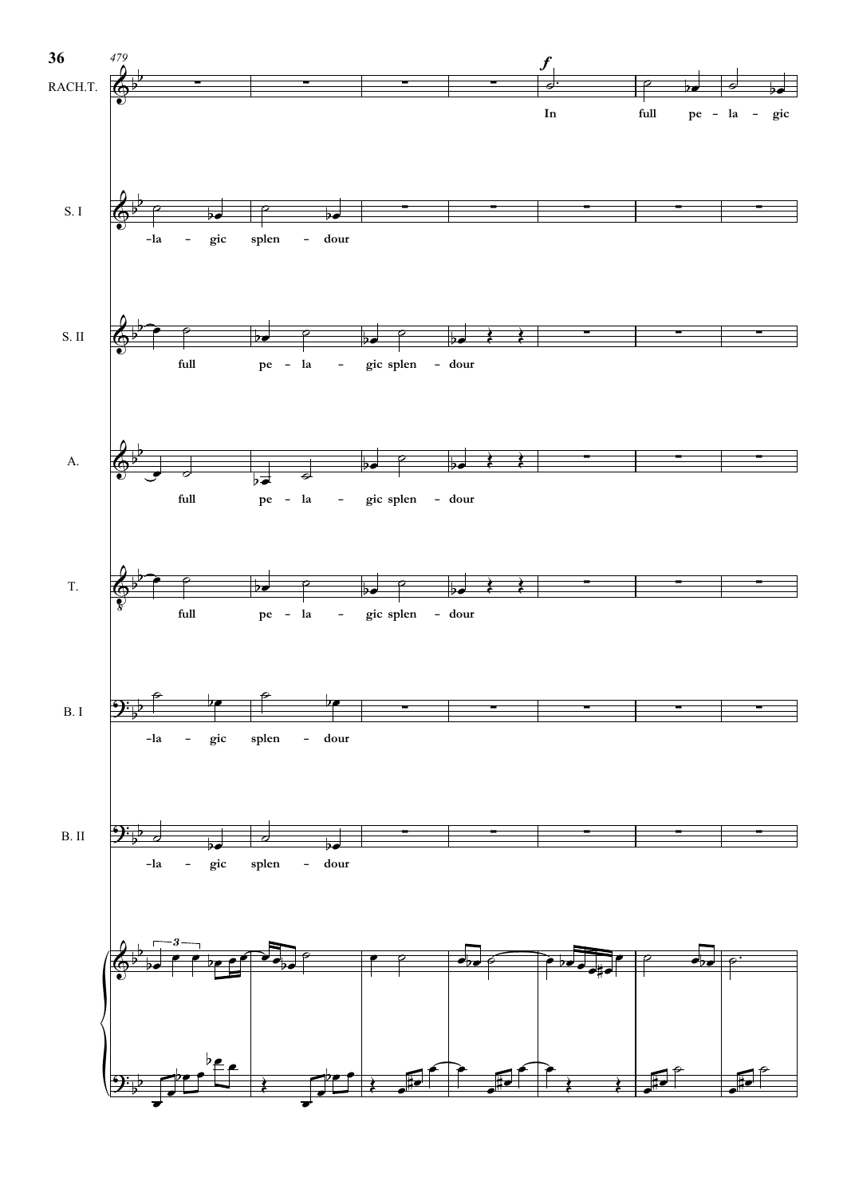479

RACH.T.

*f*

In full pe - la - gic

S. I

-la - gic splen - dour

S. II

full pe - la - gic splen - dour

A.

full pe - la - gic splen - dour

T.

full pe - la - gic splen - dour

B. I

-la - gic splen - dour

B. II

-la - gic splen - dour

3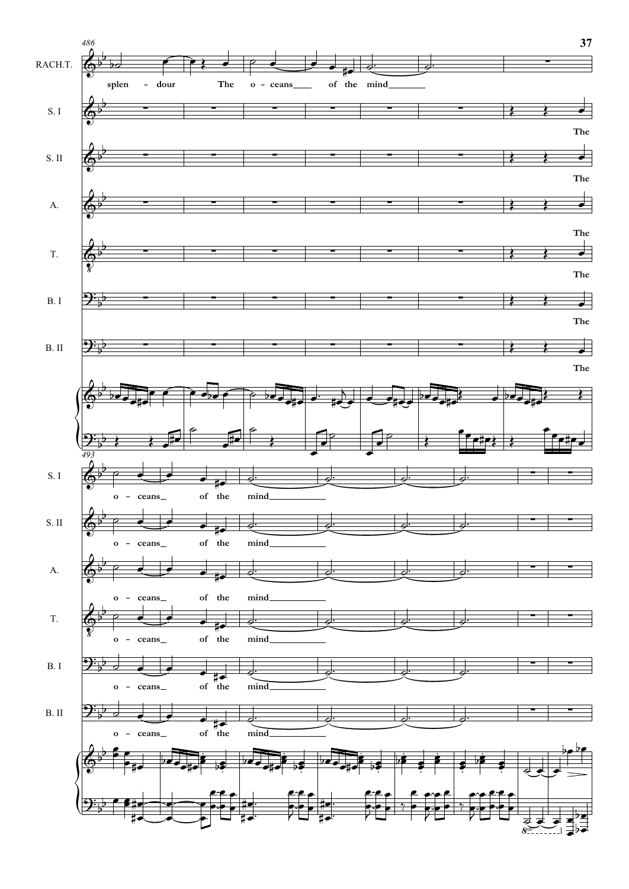486

RACH.T.: splen - dour The o - ceans of the mind

S. I: The

S. II: The

A.: The

T.: The

B. I: The

B. II: The

493

S. I: o - ceans of the mind

S. II: o - ceans of the mind

A.: o - ceans of the mind

T.: o - ceans of the mind

B. I: o - ceans of the mind

B. II: o - ceans of the mind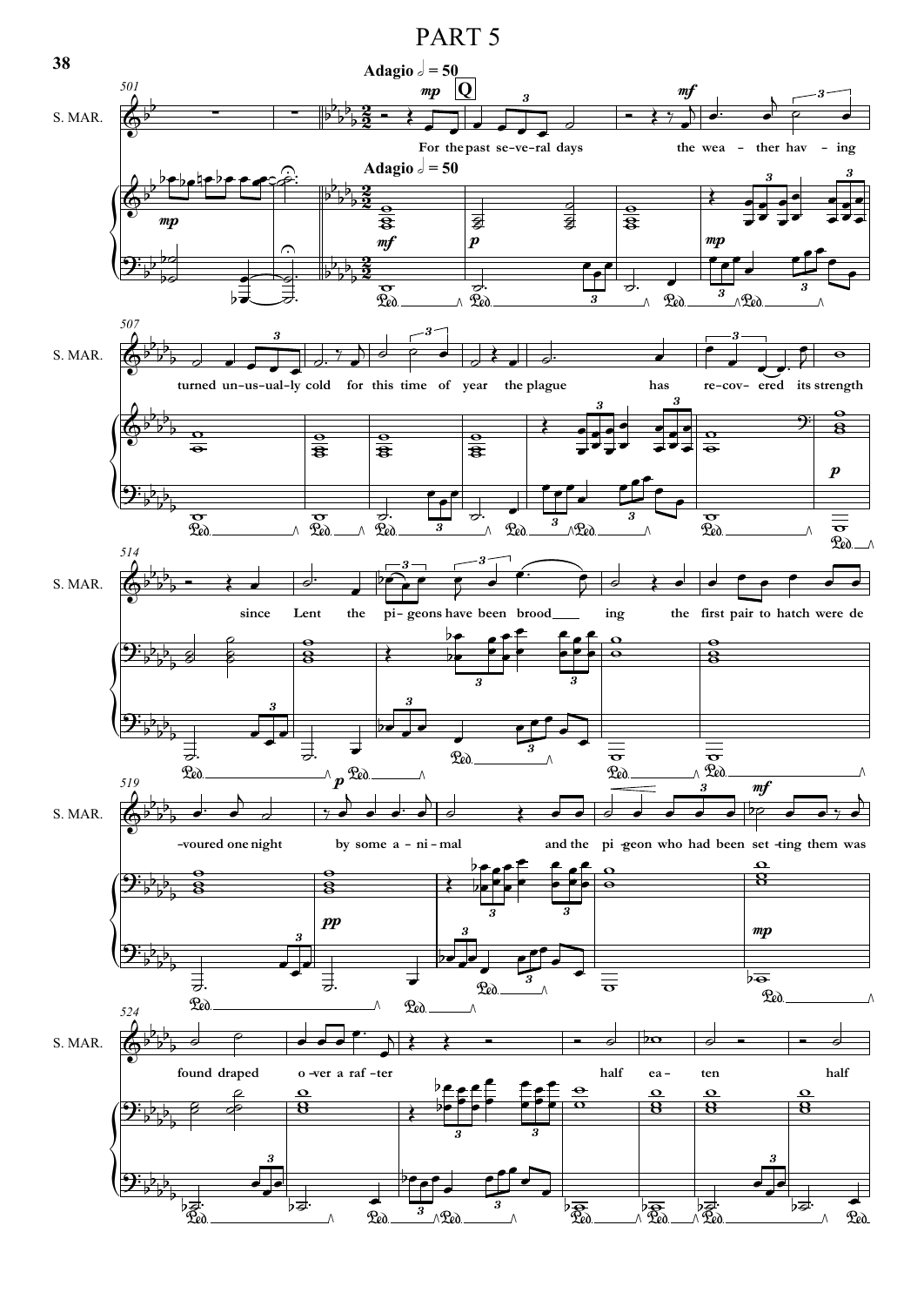# PART 5

**Adagio** 𝅗𝅥 = 50

S. MAR.

For the past se-ve-ral days the wea - ther hav - ing

turned un-us-ual-ly cold for this time of year the plague has re-cov- ered its strength

since Lent the pi- geons have been brood ing the first pair to hatch were de

-voured one night by some a - ni - mal and the pi -geon who had been set -ting them was

found draped o -ver a raf -ter half ea - ten half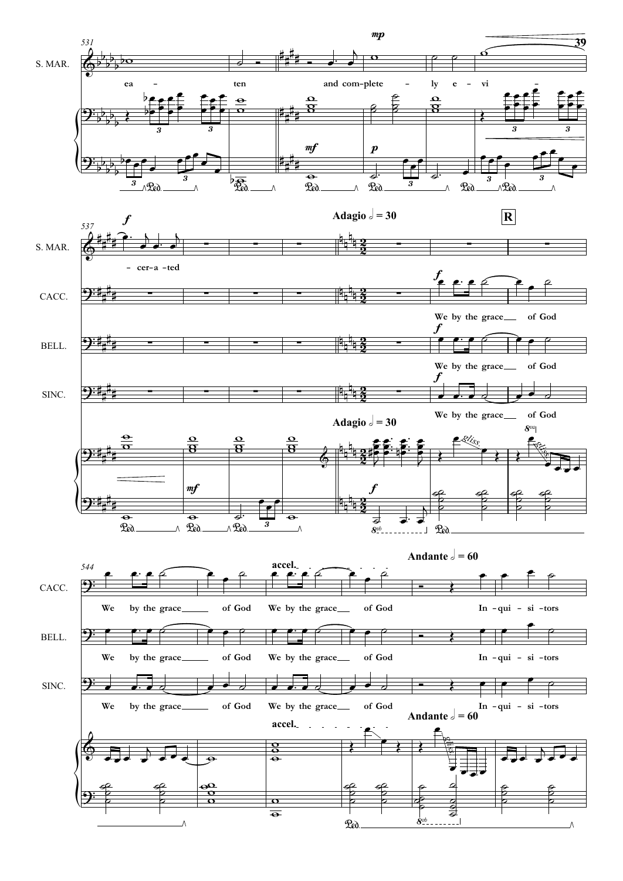S. MAR.

ea – ten and com-plete – ly e – vi – cer-a -ted

**Adagio** 𝅗𝅥 = 30

**R**

CACC. / BELL. / SINC.

We by the grace of God

We by the grace of God We by the grace of God

*accel.*

**Andante** 𝅗𝅥 = 60

In - qui - si - tors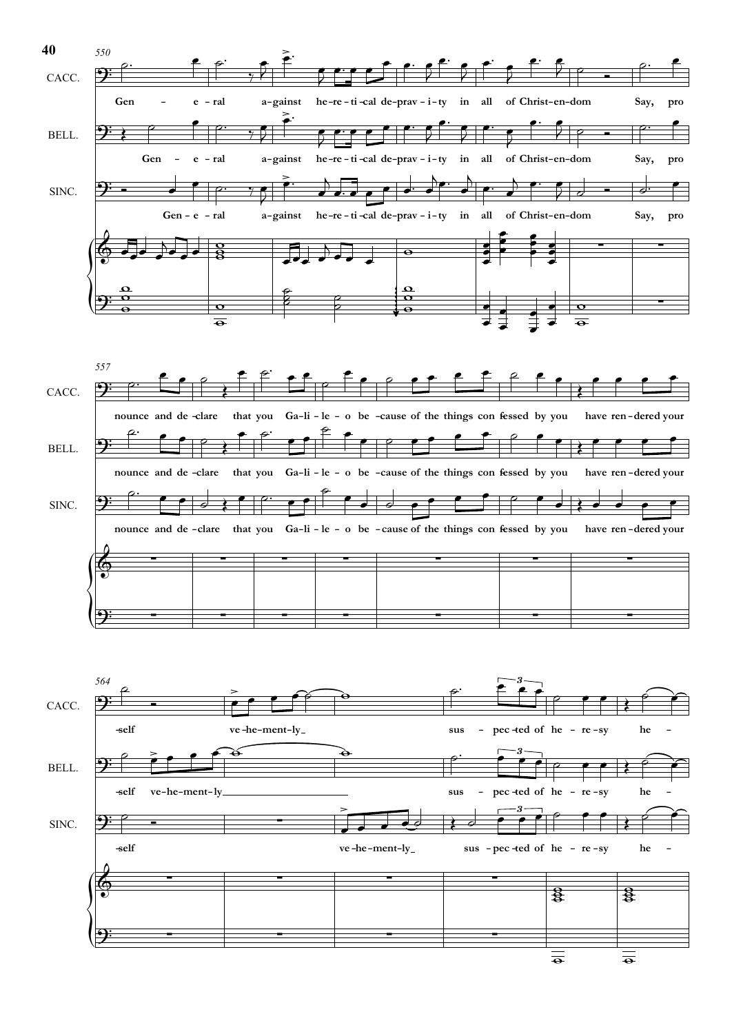CACC.

BELL.

SINC.

Gen - e - ral a-gainst he-re-ti-cal de-prav-i-ty in all of Christ-en-dom Say, pro

nounce and de-clare that you Ga-li-le-o be-cause of the things con fessed by you have ren-dered your

-self ve-he-ment-ly_ sus - pec-ted of he-re-sy he -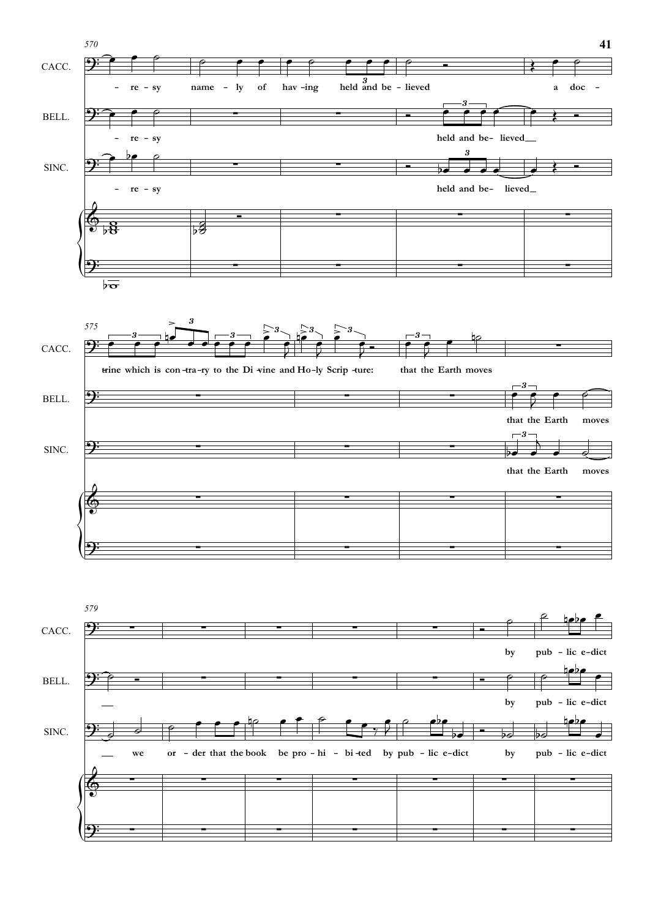570

CACC.

- re - sy name - ly of hav - ing held and be - lieved a doc -

BELL.

- re - sy held and be- lieved__

SINC.

- re - sy held and be- lieved_

575

CACC.

trine which is con - tra - ry to the Di - vine and Ho - ly Scrip - ture: that the Earth moves

BELL.

that the Earth moves

SINC.

that the Earth moves

579

CACC.

by pub - lic e - dict

BELL.

by pub - lic e - dict

SINC.

we or - der that the book be pro - hi - bi - ted by pub - lic e - dict by pub - lic e - dict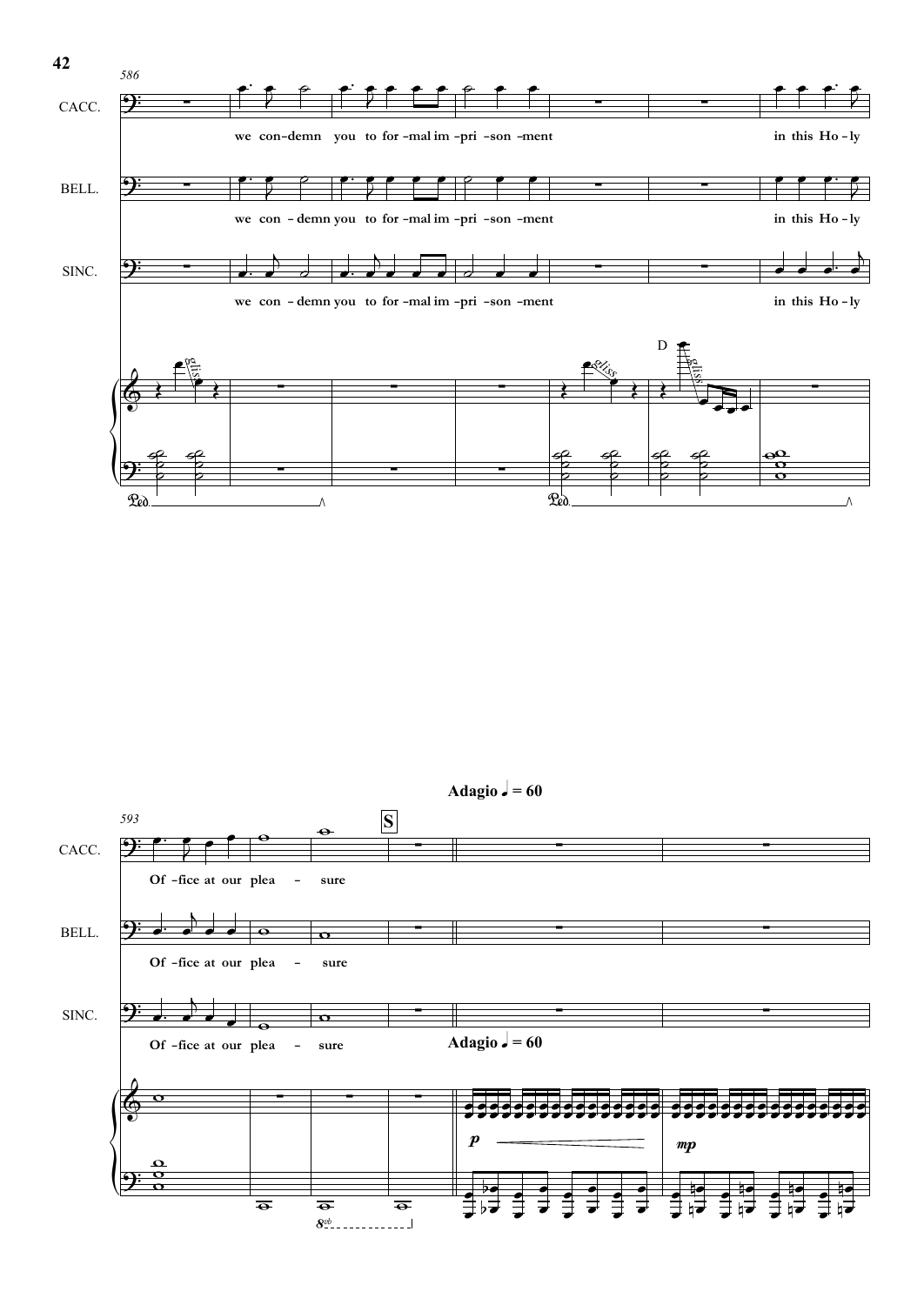586

CACC.

we con-demn you to for-mal im-pri-son-ment in this Ho-ly

BELL.

we con-demn you to for-mal im-pri-son-ment in this Ho-ly

SINC.

we con-demn you to for-mal im-pri-son-ment in this Ho-ly

593

**Adagio ♩ = 60**

**S**

CACC.

Of-fice at our plea - sure

BELL.

Of-fice at our plea - sure

SINC.

Of-fice at our plea - sure

**Adagio ♩ = 60**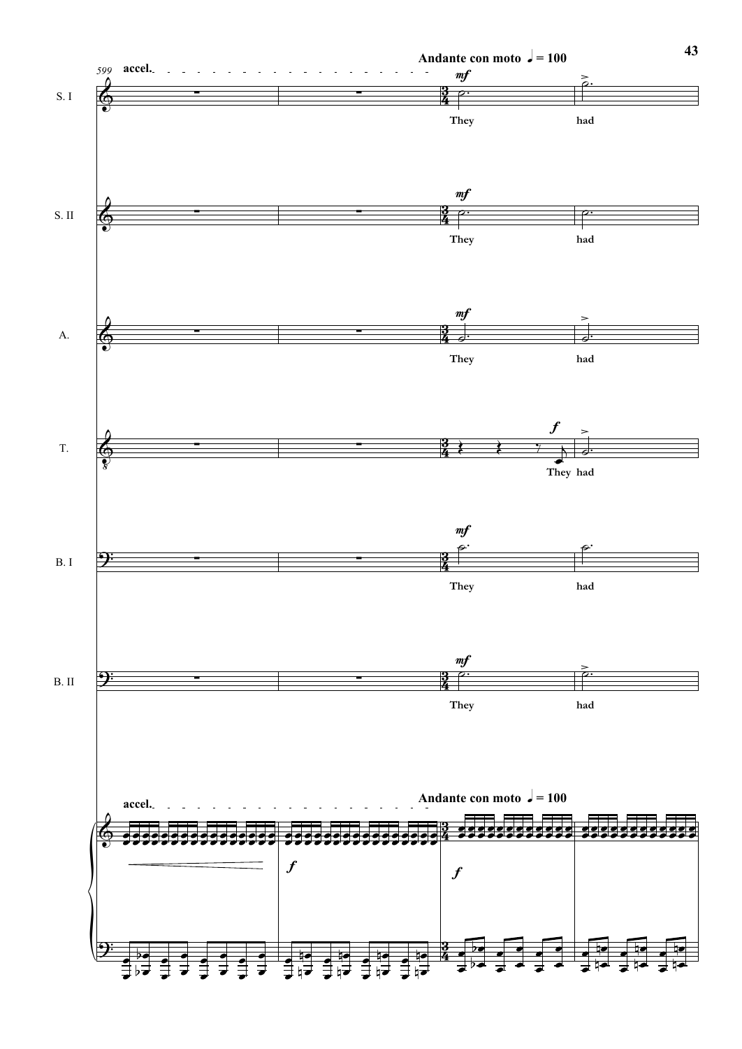accel.

Andante con moto ♩ = 100

S. I — They had

S. II — They had

A. — They had

T. — They had

B. I — They had

B. II — They had

accel.

Andante con moto ♩ = 100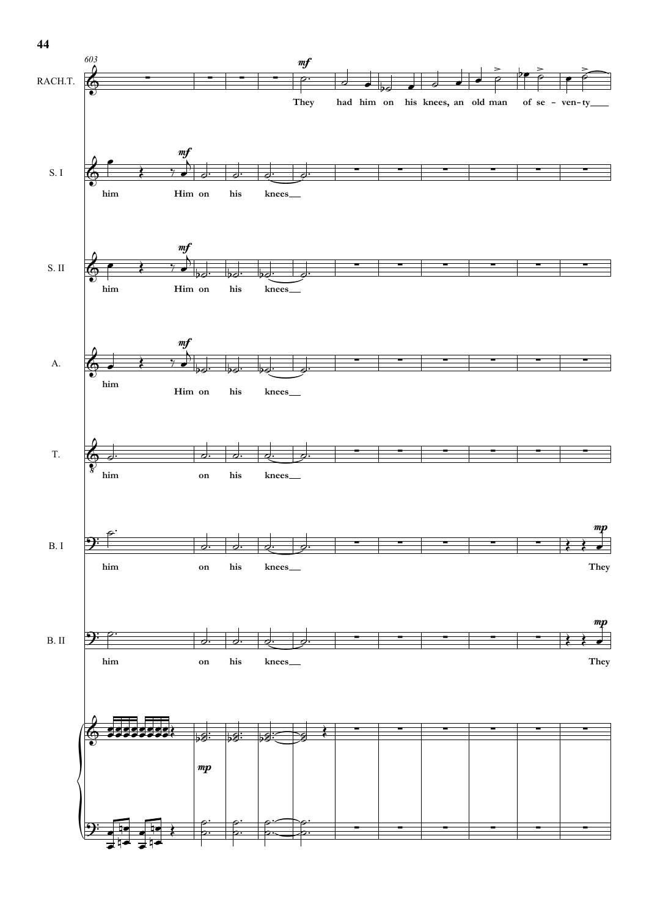RACH.T.

They had him on his knees, an old man of se - ven - ty

S. I

him Him on his knees

S. II

him Him on his knees

A.

him Him on his knees

T.

him on his knees

B. I

him on his knees They

B. II

him on his knees They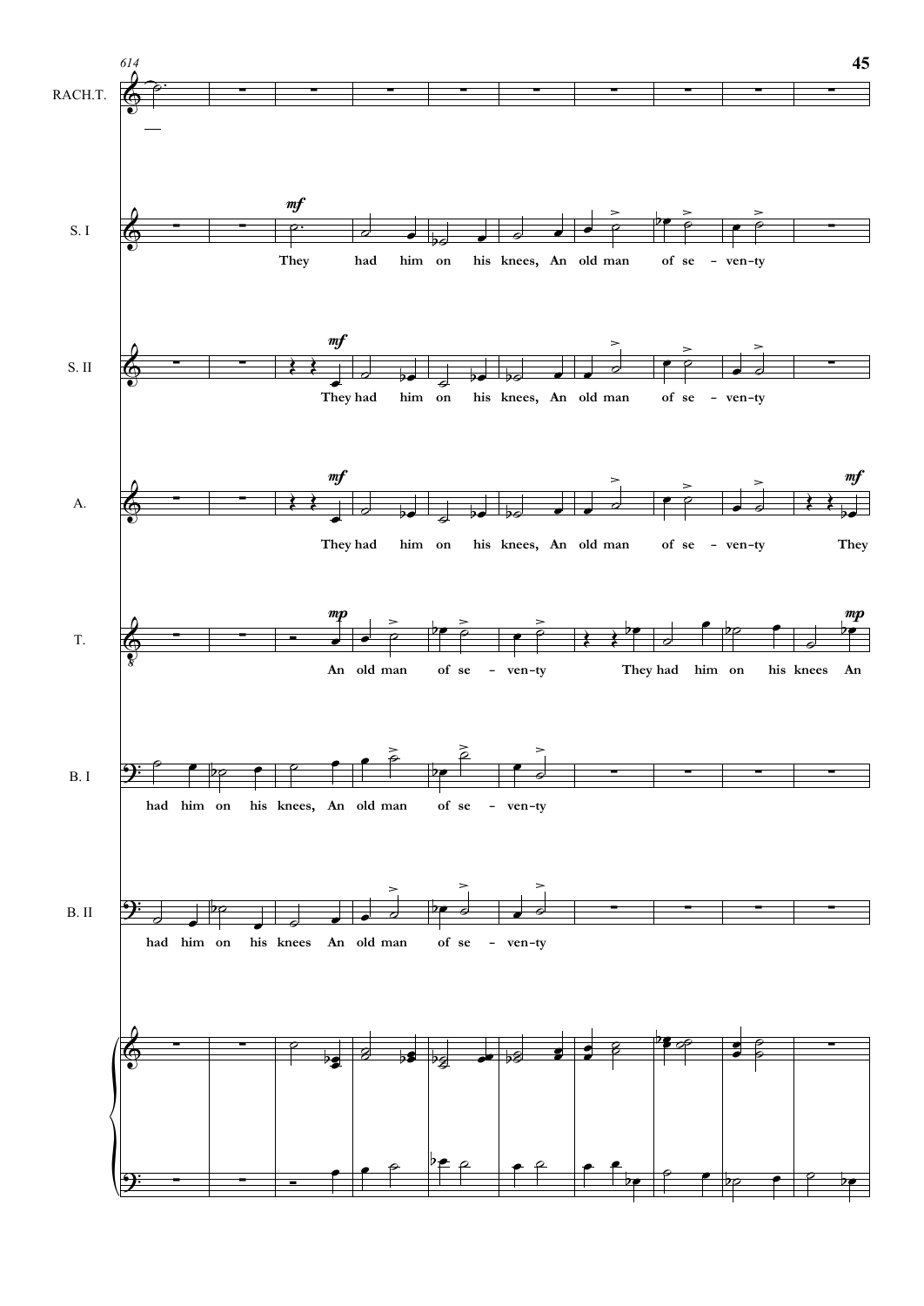614

**RACH.T.**

**S. I** — *mf*
They had him on his knees, An old man of se - ven-ty

**S. II** — *mf*
They had him on his knees, An old man of se - ven-ty

**A.** — *mf*
They had him on his knees, An old man of se - ven-ty They (*mf*)

**T.** — *mp*
An old man of se - ven-ty They had him on his knees An (*mp*)

**B. I**
had him on his knees, An old man of se - ven-ty

**B. II**
had him on his knees An old man of se - ven-ty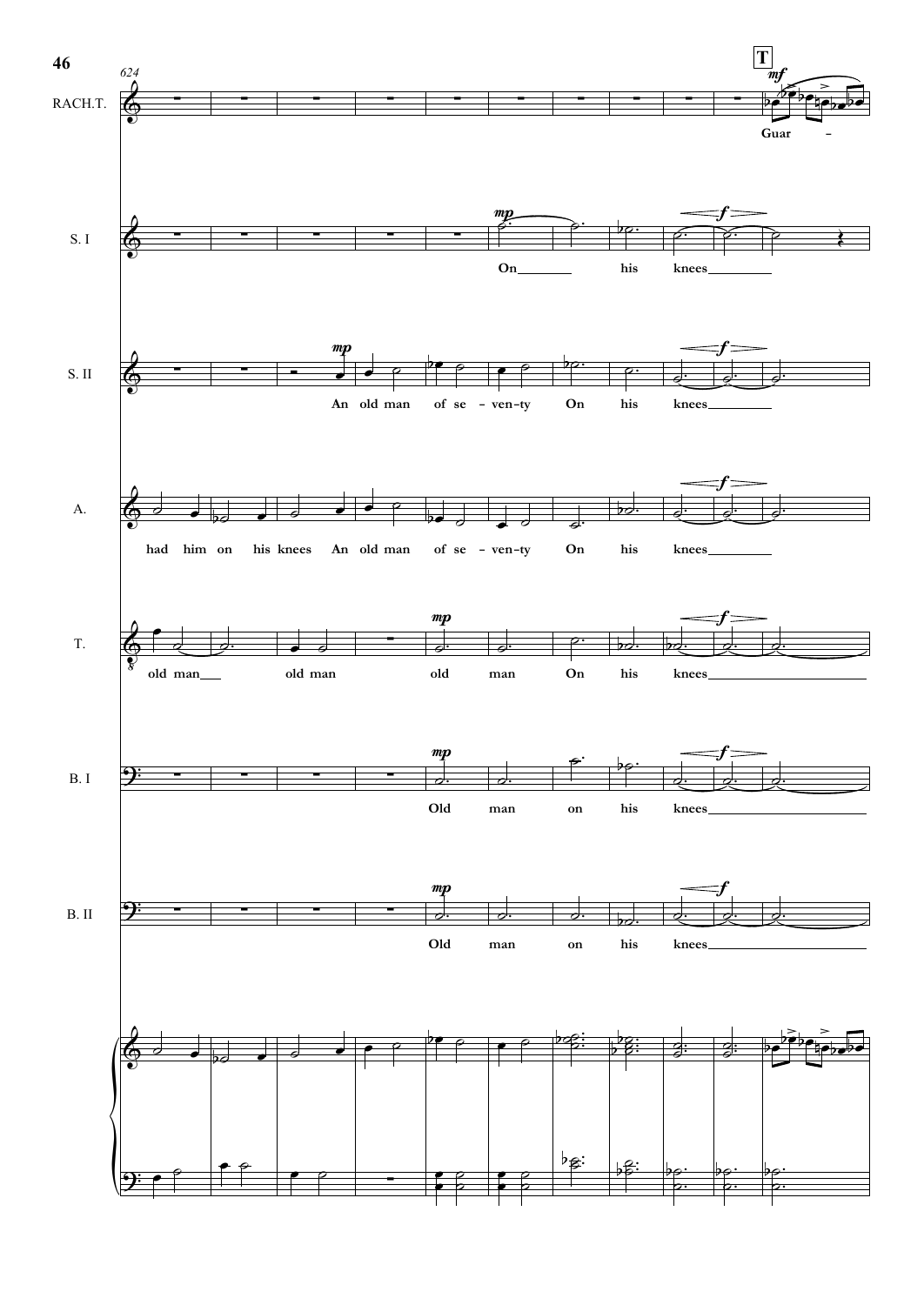624

**T**

RACH.T. — *mf* — Guar –

S. I — *mp* — On his knees — *f*

S. II — *mp* — An old man of se - ven-ty On his knees — *f*

A. — had him on his knees An old man of se - ven-ty On his knees — *f*

T. — old man old man — *mp* — old man On his knees — *f*

B. I — *mp* — Old man on his knees — *f*

B. II — *mp* — Old man on his knees — *f*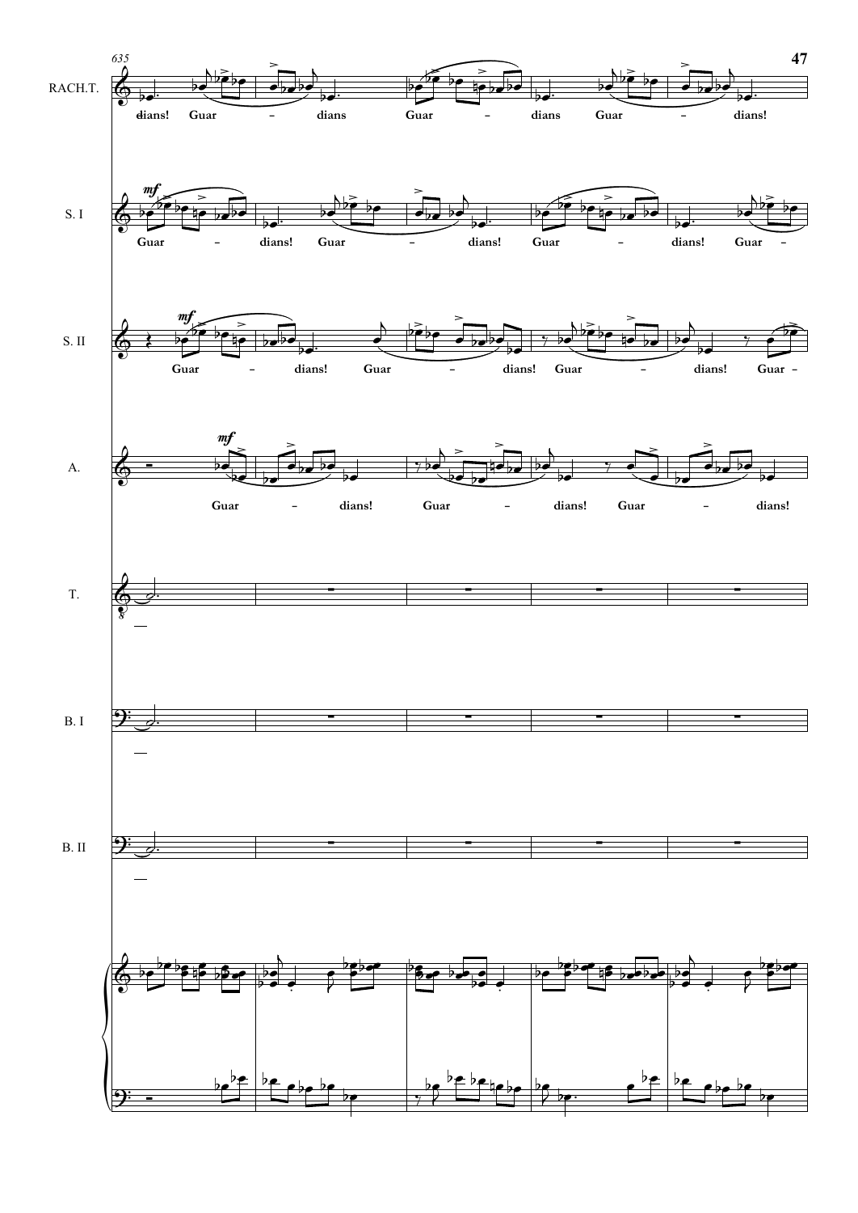635

RACH.T.

dians! Guar – dians Guar – dians Guar – dians!

S. I

*mf*

Guar – dians! Guar – dians! Guar – dians! Guar –

S. II

*mf*

Guar – dians! Guar – dians! Guar – dians! Guar –

A.

*mf*

Guar – dians! Guar – dians! Guar – dians!

T.

B. I

B. II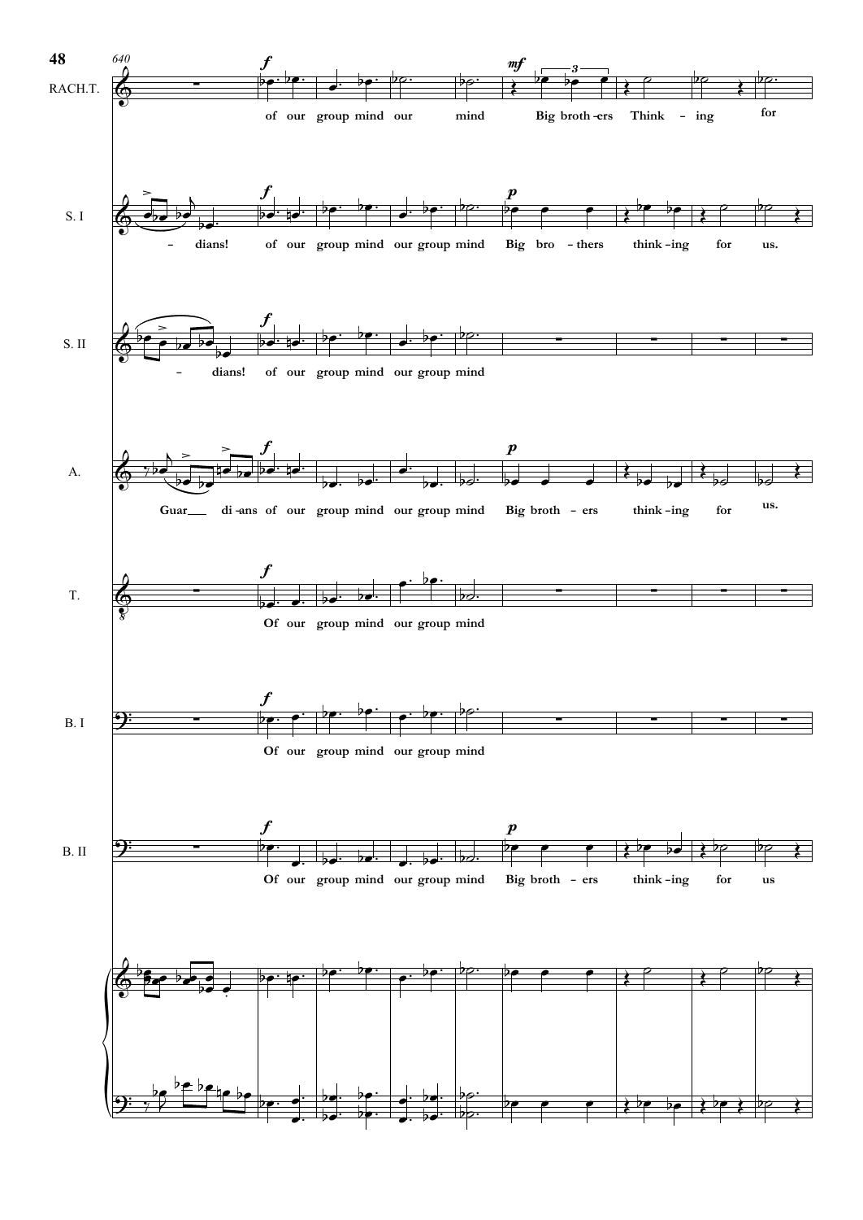640

RACH.T. — *f* of our group mind our mind *mf* Big broth-ers Think - ing for

S. I — - dians! *f* of our group mind our group mind *p* Big bro - thers think-ing for us.

S. II — - dians! *f* of our group mind our group mind

A. — Guar___ di-ans *f* of our group mind our group mind *p* Big broth - ers think-ing for us.

T. — *f* Of our group mind our group mind

B. I — *f* Of our group mind our group mind

B. II — *f* Of our group mind our group mind *p* Big broth - ers think-ing for us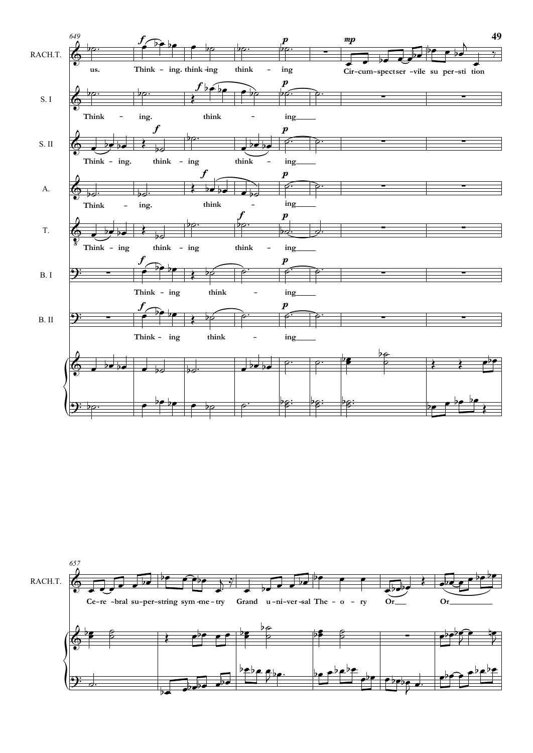649

RACH.T.: us. Think - ing. think - ing think - ing Cir - cum - spect ser - vile su - per - sti - tion

S. I: Think - ing. think - ing

S. II: Think - ing. think - ing think - ing

A.: Think - ing. think - ing

T.: Think - ing think - ing think - ing

B. I: Think - ing think - ing

B. II: Think - ing think - ing

657

RACH.T.: Ce - re - bral su - per - string sym - me - try Grand u - ni - ver - sal The - o - ry Or Or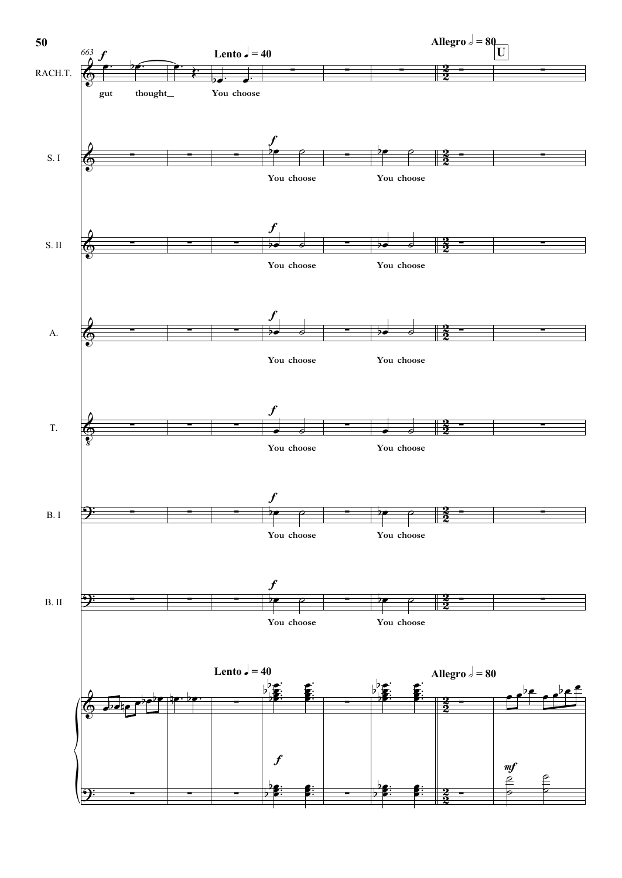Lento ♩ = 40

Allegro 𝅗𝅥 = 80

U

RACH.T.

S. I

S. II

A.

T.

B. I

B. II

663

gut thought__ You choose

You choose You choose

You choose You choose

You choose You choose

You choose You choose

You choose You choose

You choose You choose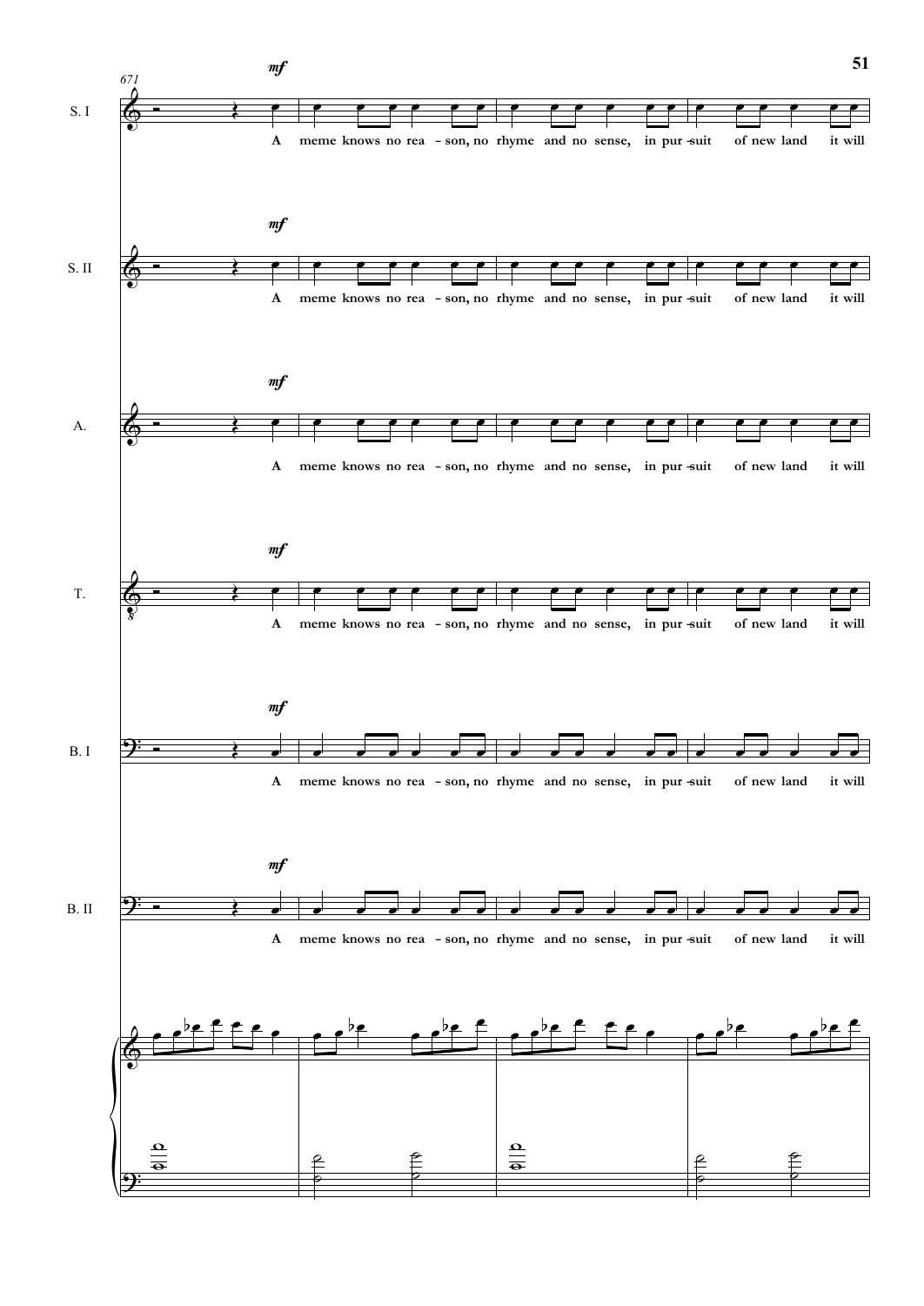671

S. I — *mf* — A meme knows no rea - son, no rhyme and no sense, in pur - suit of new land it will

S. II — *mf* — A meme knows no rea - son, no rhyme and no sense, in pur - suit of new land it will

A. — *mf* — A meme knows no rea - son, no rhyme and no sense, in pur - suit of new land it will

T. — *mf* — A meme knows no rea - son, no rhyme and no sense, in pur - suit of new land it will

B. I — *mf* — A meme knows no rea - son, no rhyme and no sense, in pur - suit of new land it will

B. II — *mf* — A meme knows no rea - son, no rhyme and no sense, in pur - suit of new land it will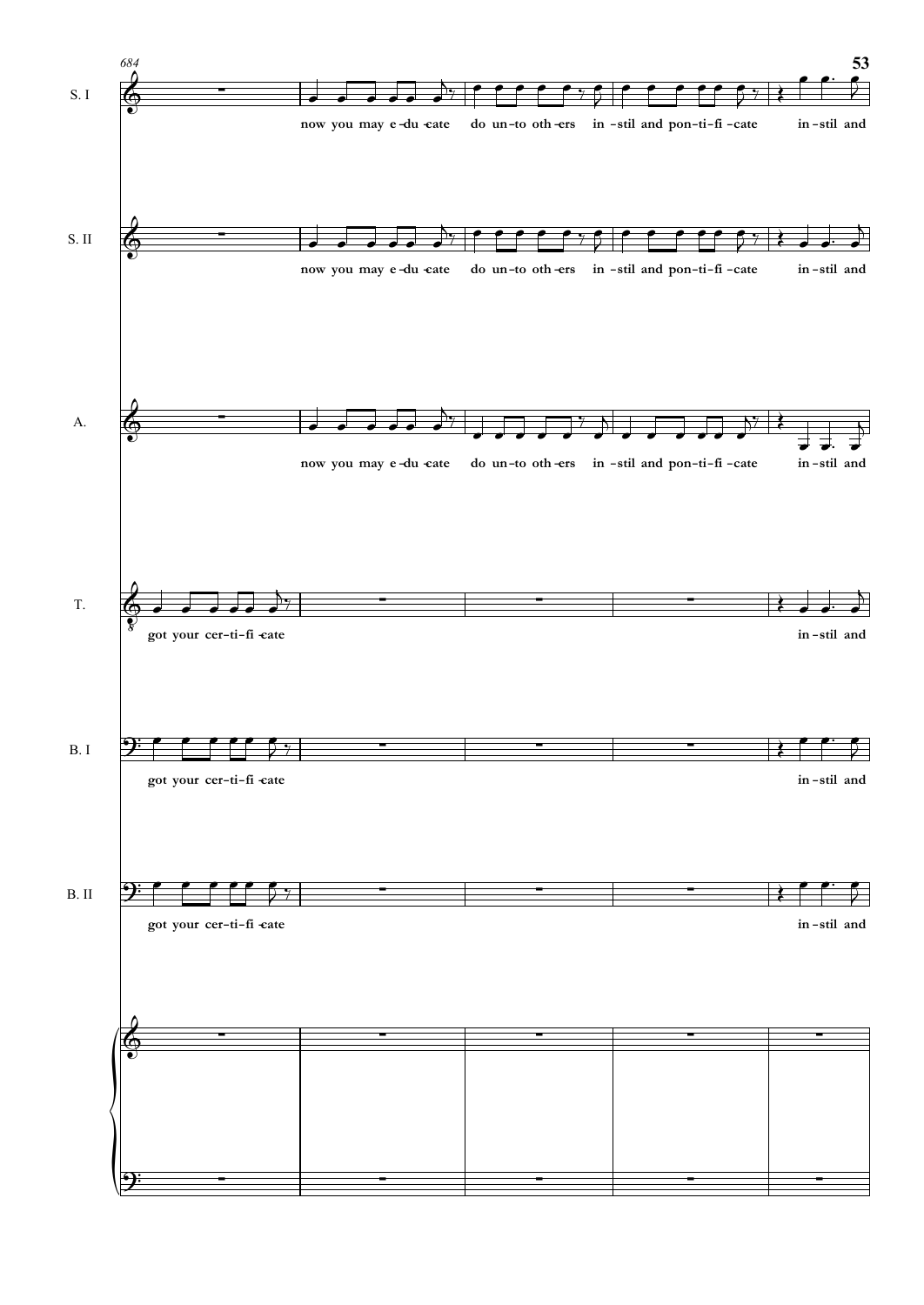684

S. I: now you may e-du-cate do un-to oth-ers in-stil and pon-ti-fi-cate in-stil and

S. II: now you may e-du-cate do un-to oth-ers in-stil and pon-ti-fi-cate in-stil and

A.: now you may e-du-cate do un-to oth-ers in-stil and pon-ti-fi-cate in-stil and

T.: got your cer-ti-fi-cate in-stil and

B. I: got your cer-ti-fi-cate in-stil and

B. II: got your cer-ti-fi-cate in-stil and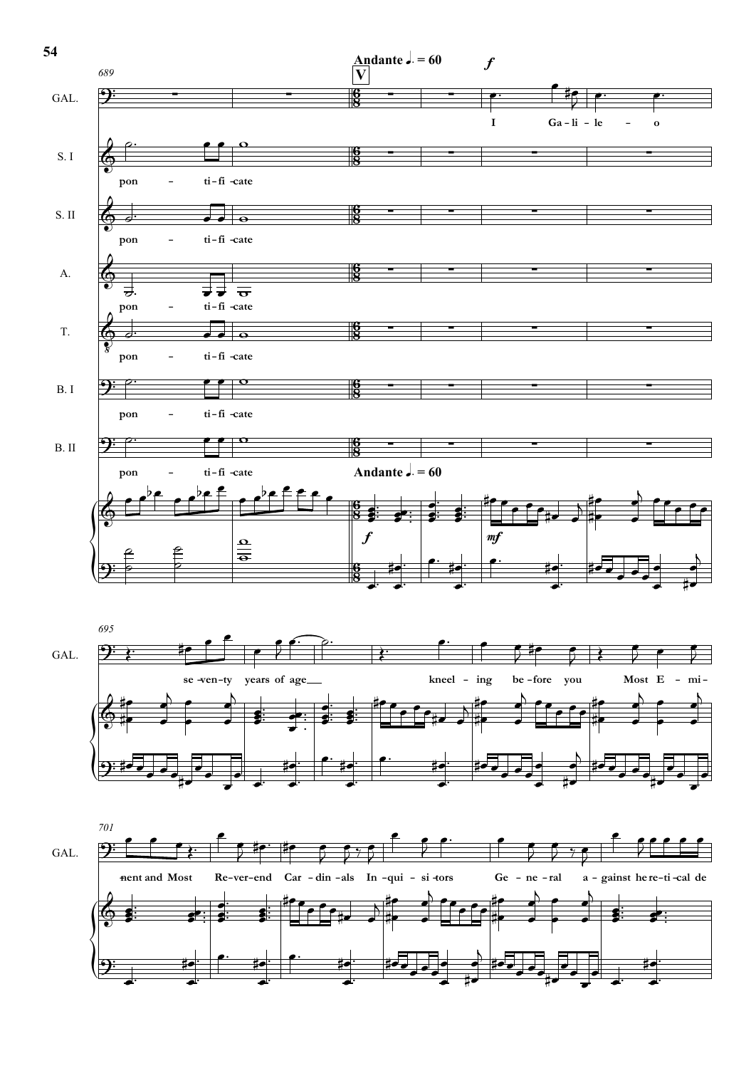Andante ♩. = 60

V

*f*

GAL.

I Ga-li-le-o

se-ven-ty years of age

kneel-ing be-fore you Most E-mi-nent and Most Re-ver-end Car-din-als In-qui-si-tors Ge-ne-ral a-gainst he-re-ti-cal de

S. I

pon - ti-fi-cate

S. II

pon - ti-fi-cate

A.

pon - ti-fi-cate

T.

pon - ti-fi-cate

B. I

pon - ti-fi-cate

B. II

pon - ti-fi-cate

Andante ♩. = 60

*f*

*mf*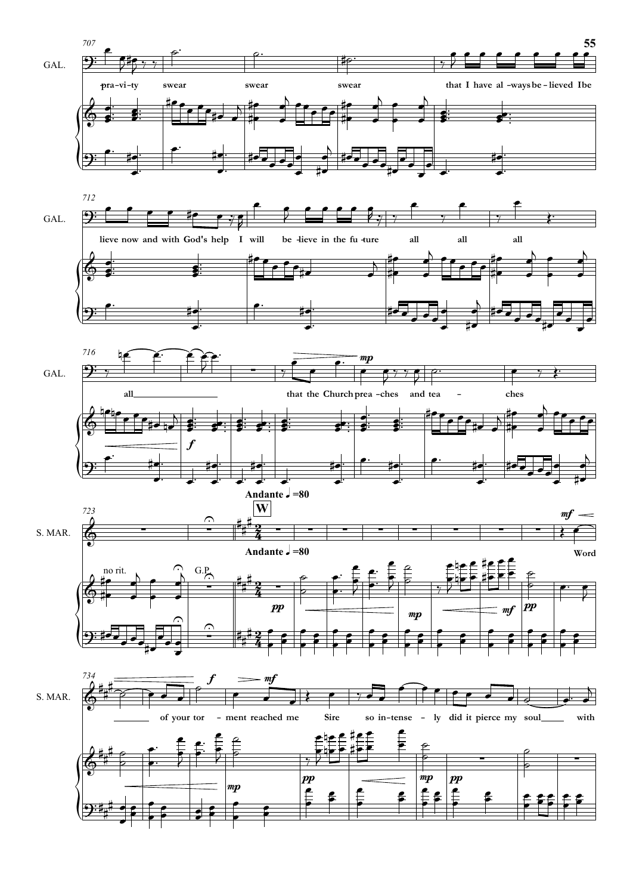GAL.

pra-vi-ty swear swear swear that I have al-ways be-lieved I be lieve now and with God's help I will be-lieve in the fu-ture all all all all that the Church prea-ches and tea - ches

Andante ♩=80

**W**

S. MAR.

Word of your tor - ment reached me Sire so in-tense - ly did it pierce my soul with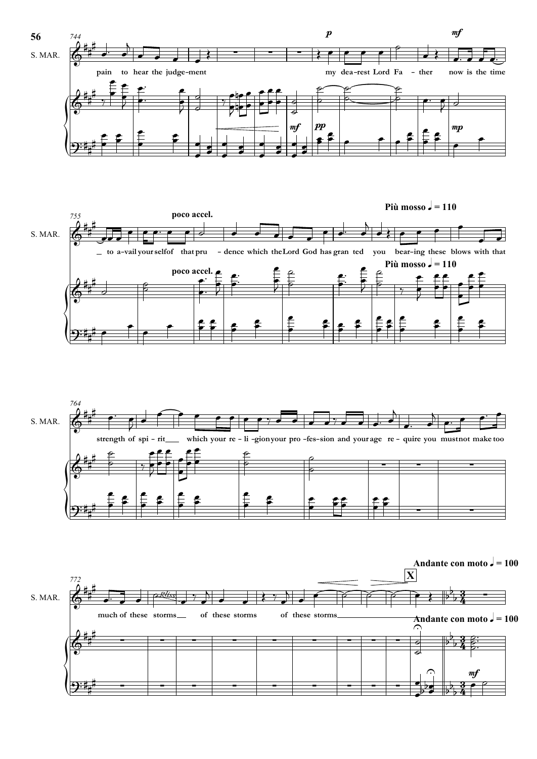S. MAR.

pain to hear the judge-ment my dea-rest Lord Fa - ther now is the time

to a-vail your self of that pru - dence which the Lord God has gran ted you bear-ing these blows with that

**poco accel.**

**Più mosso** ♩ = 110

strength of spi - rit which your re - li - gion your pro - fes-sion and your age re - quire you must not make too

much of these storms of these storms of these storms

**X**

**Andante con moto** ♩ = 100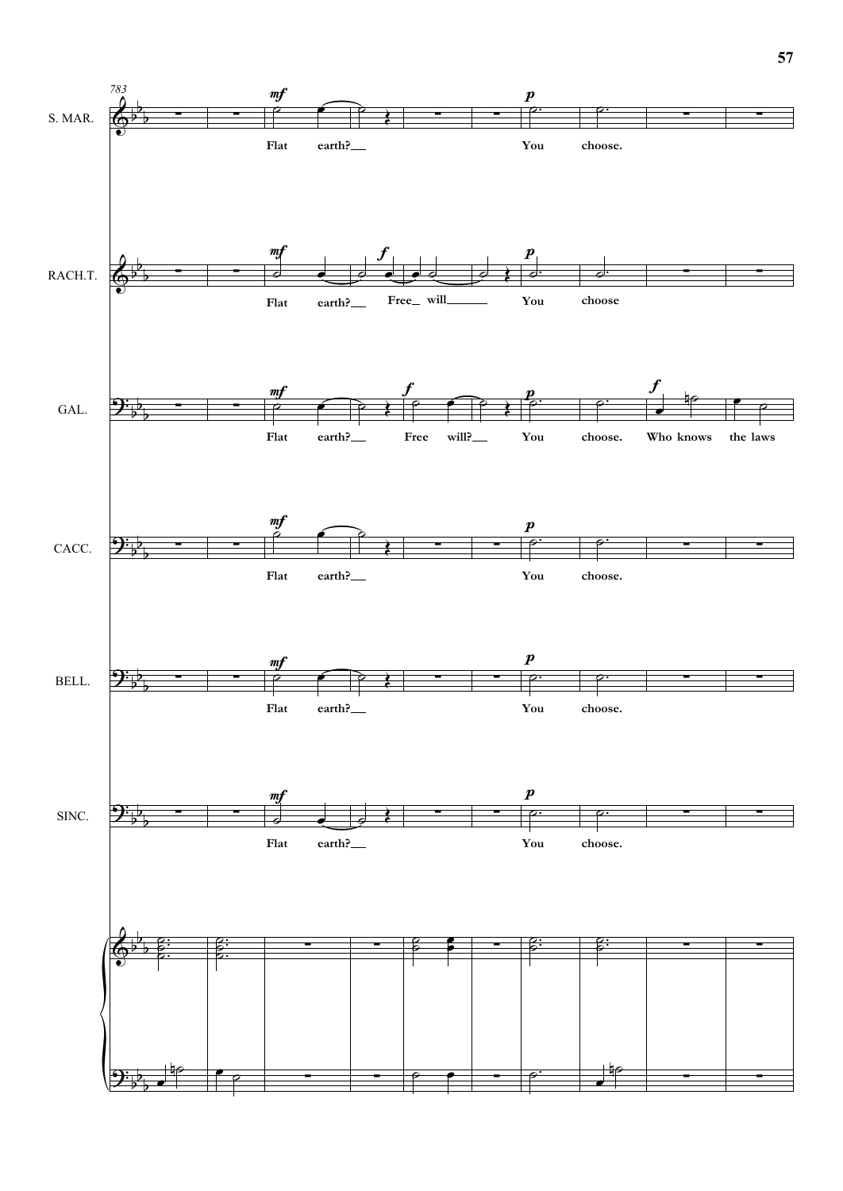783

S. MAR. — *mf* Flat earth? *p* You choose.

RACH.T. — *mf* Flat earth? *f* Free will *p* You choose

GAL. — *mf* Flat earth? *f* Free will? *p* You choose. *f* Who knows the laws

CACC. — *mf* Flat earth? *p* You choose.

BELL. — *mf* Flat earth? *p* You choose.

SINC. — *mf* Flat earth? *p* You choose.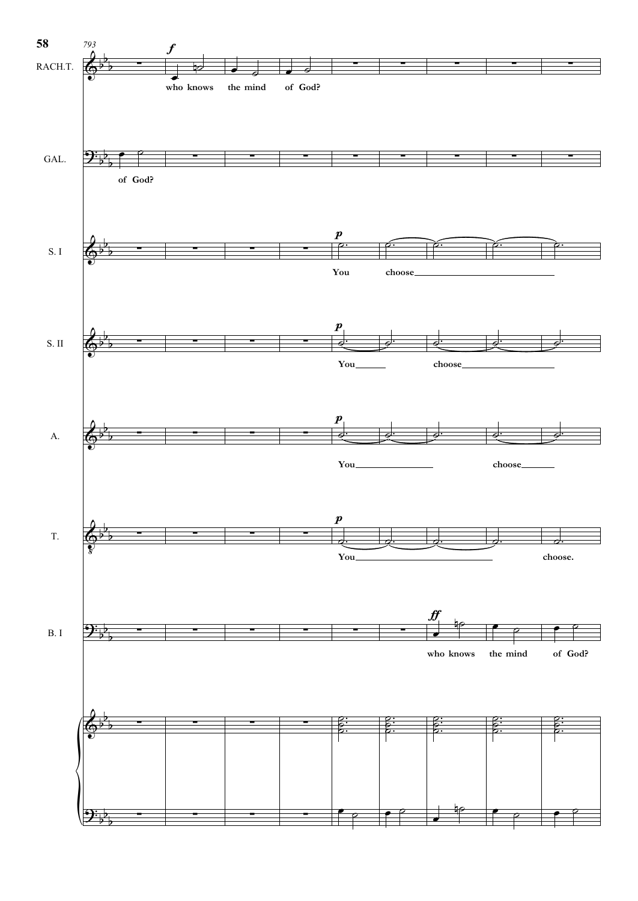793

RACH.T. — *f* who knows the mind of God?

GAL. — of God?

S. I — *p* You choose

S. II — *p* You choose

A. — *p* You choose

T. — *p* You choose.

B. I — *ff* who knows the mind of God?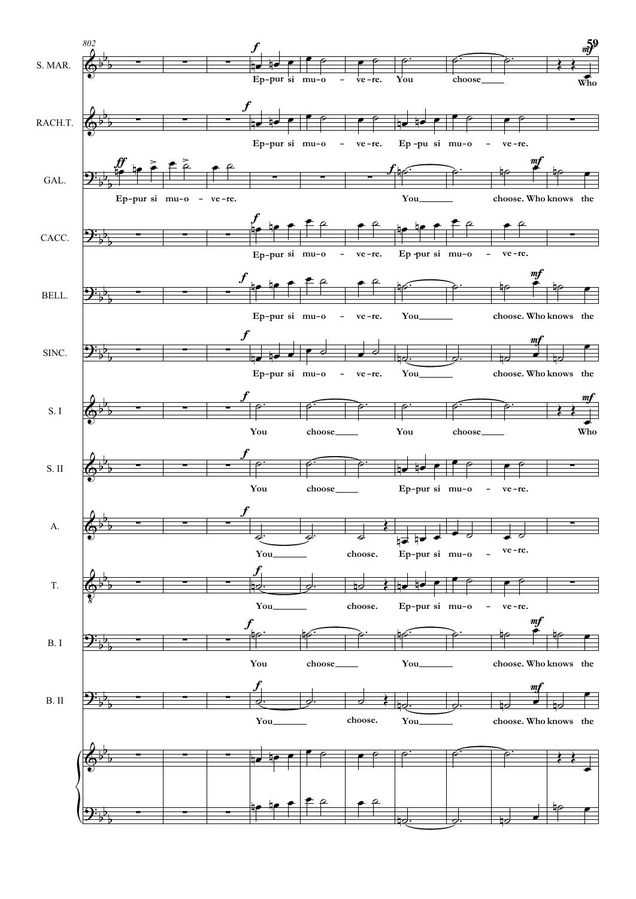802

**S. MAR.** — *f* Ep-pur si mu-o - ve-re. You choose___ *mf* Who

**RACH.T.** — *f* Ep-pur si mu-o - ve-re. Ep-pu si mu-o - ve-re.

**GAL.** — *ff* Ep-pur si mu-o - ve-re. *f* You___ *mf* choose. Who knows the

**CACC.** — *f* Ep-pur si mu-o - ve-re. Ep-pur si mu-o - ve-re.

**BELL.** — *f* Ep-pur si mu-o - ve-re. You___ *mf* choose. Who knows the

**SINC.** — *f* Ep-pur si mu-o - ve-re. You___ *mf* choose. Who knows the

**S. I** — *f* You choose___ You choose___ *mf* Who

**S. II** — *f* You choose___ Ep-pur si mu-o - ve-re.

**A.** — *f* You___ choose. Ep-pur si mu-o - ve-re.

**T.** — *f* You___ choose. Ep-pur si mu-o - ve-re.

**B. I** — *f* You choose___ You___ *mf* choose. Who knows the

**B. II** — *f* You___ choose. You___ *mf* choose. Who knows the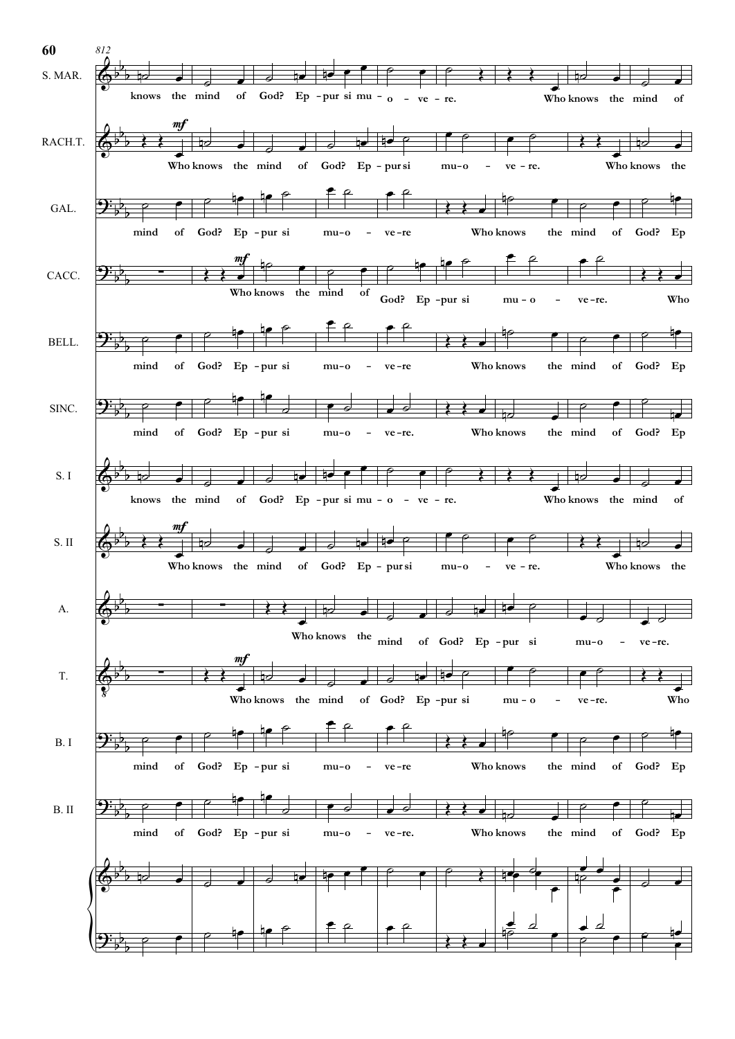812

**S. MAR.** knows the mind of God? Ep - pur si mu - o - ve - re. Who knows the mind of

**RACH.T.** *mf* Who knows the mind of God? Ep - pur si mu-o - ve - re. Who knows the

**GAL.** mind of God? Ep - pur si mu-o - ve-re Who knows the mind of God? Ep

**CACC.** *mf* Who knows the mind of God? Ep - pur si mu - o - ve-re. Who

**BELL.** mind of God? Ep - pur si mu-o - ve-re Who knows the mind of God? Ep

**SINC.** mind of God? Ep - pur si mu-o - ve-re. Who knows the mind of God? Ep

**S. I** knows the mind of God? Ep - pur si mu - o - ve - re. Who knows the mind of

**S. II** *mf* Who knows the mind of God? Ep - pur si mu-o - ve - re. Who knows the

**A.** Who knows the mind of God? Ep - pur si mu-o - ve-re.

**T.** *mf* Who knows the mind of God? Ep - pur si mu - o - ve-re. Who

**B. I** mind of God? Ep - pur si mu-o - ve-re Who knows the mind of God? Ep

**B. II** mind of God? Ep - pur si mu-o - ve-re. Who knows the mind of God? Ep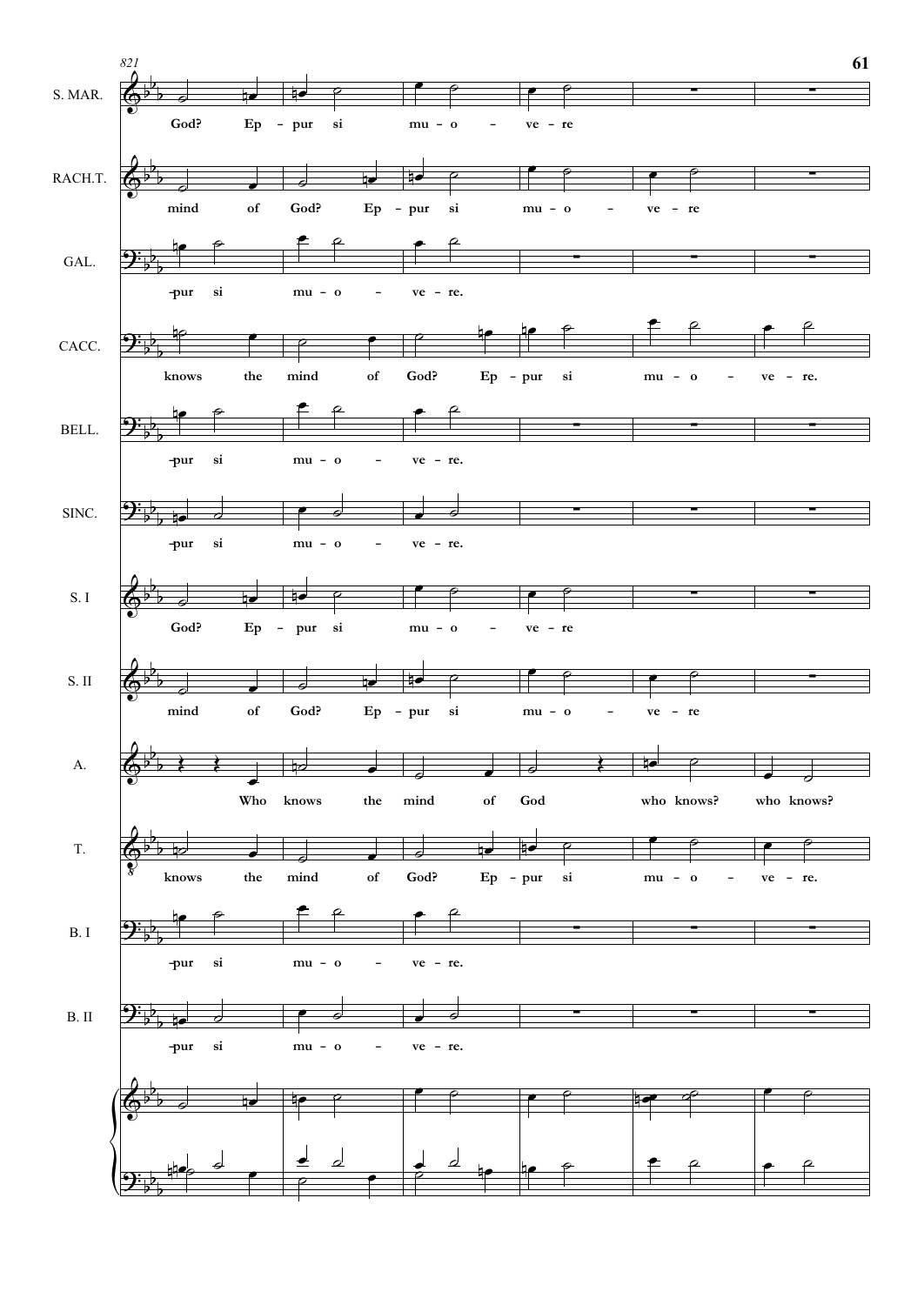821

S. MAR.: God? Ep - pur si mu - o - ve - re

RACH.T.: mind of God? Ep - pur si mu - o - ve - re

GAL.: -pur si mu - o - ve - re.

CACC.: knows the mind of God? Ep - pur si mu - o - ve - re.

BELL.: -pur si mu - o - ve - re.

SINC.: -pur si mu - o - ve - re.

S. I: God? Ep - pur si mu - o - ve - re

S. II: mind of God? Ep - pur si mu - o - ve - re

A.: Who knows the mind of God who knows? who knows?

T.: knows the mind of God? Ep - pur si mu - o - ve - re.

B. I: -pur si mu - o - ve - re.

B. II: -pur si mu - o - ve - re.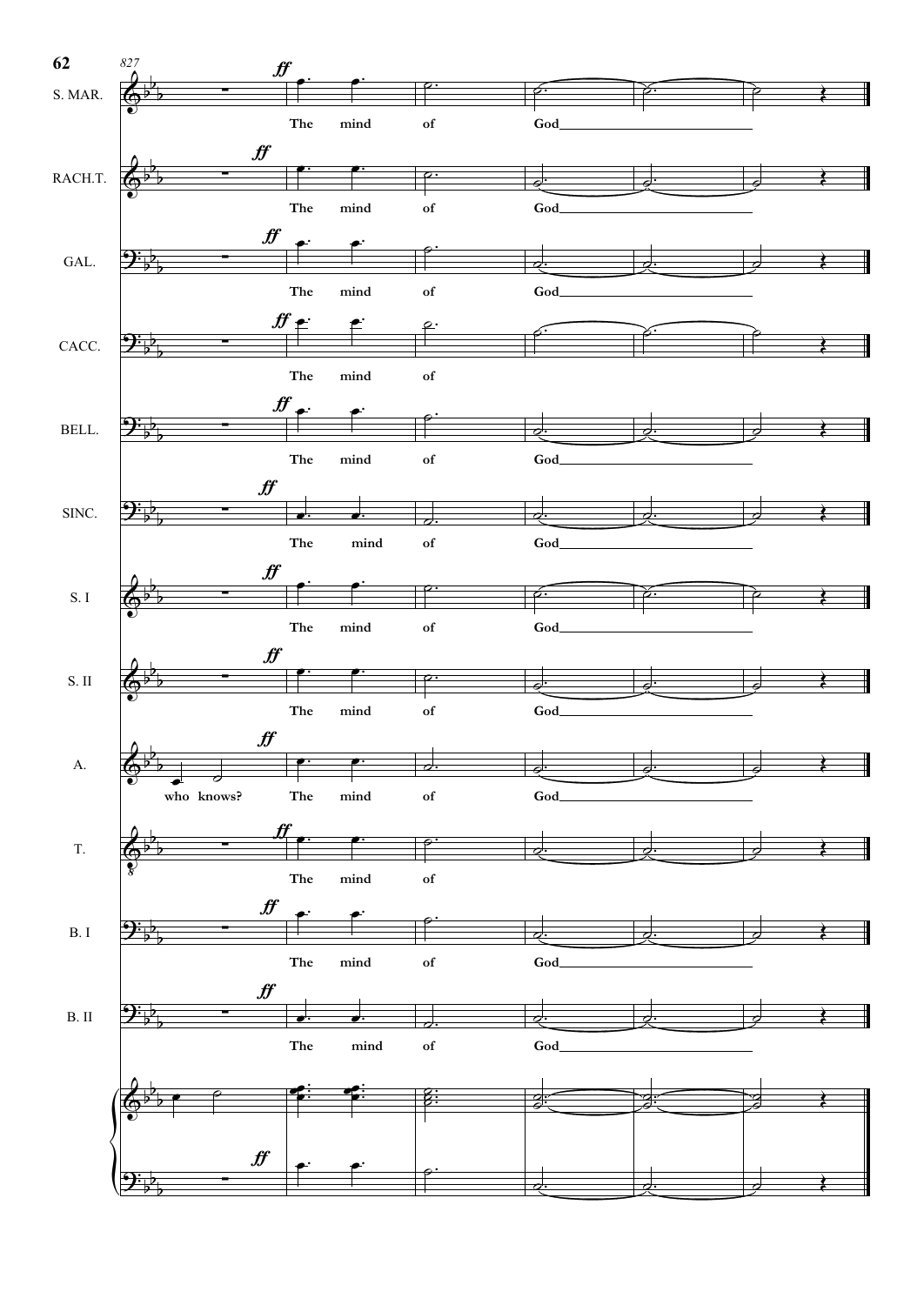827

S. MAR. *ff* The mind of God

RACH.T. *ff* The mind of God

GAL. *ff* The mind of God

CACC. *ff* The mind of

BELL. *ff* The mind of God

SINC. *ff* The mind of God

S. I *ff* The mind of God

S. II *ff* The mind of God

A. who knows? *ff* The mind of God

T. *ff* The mind of

B. I *ff* The mind of God

B. II *ff* The mind of God

*ff*